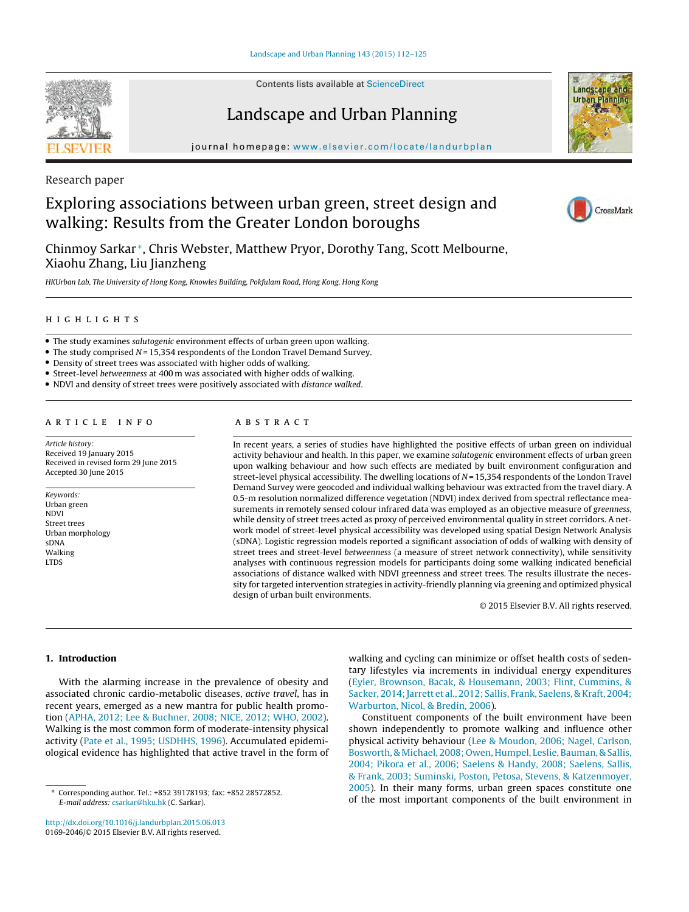Research paper

# Exploring associations between urban green, street design and walking: Results from the Greater London boroughs

Chinmoy Sarkar*, Chris Webster, Matthew Pryor, Dorothy Tang, Scott Melbourne, Xiaohu Zhang, Liu Jianzheng

*HKUrban Lab, The University of Hong Kong, Knowles Building, Pokfulam Road, Hong Kong, Hong Kong*

## HIGHLIGHTS

- The study examines *salutogenic* environment effects of urban green upon walking.
- The study comprised $N = 15{,}354$ respondents of the London Travel Demand Survey.
- Density of street trees was associated with higher odds of walking.
- Street-level *betweenness* at 400 m was associated with higher odds of walking.
- NDVI and density of street trees were positively associated with *distance walked*.

## ARTICLE INFO

*Article history:*
Received 19 January 2015
Received in revised form 29 June 2015
Accepted 30 June 2015

*Keywords:*
Urban green
NDVI
Street trees
Urban morphology
sDNA
Walking
LTDS

## ABSTRACT

In recent years, a series of studies have highlighted the positive effects of urban green on individual activity behaviour and health. In this paper, we examine *salutogenic* environment effects of urban green upon walking behaviour and how such effects are mediated by built environment configuration and street-level physical accessibility. The dwelling locations of $N = 15{,}354$ respondents of the London Travel Demand Survey were geocoded and individual walking behaviour was extracted from the travel diary. A 0.5-m resolution normalized difference vegetation (NDVI) index derived from spectral reflectance measurements in remotely sensed colour infrared data was employed as an objective measure of *greenness*, while density of street trees acted as proxy of perceived environmental quality in street corridors. A network model of street-level physical accessibility was developed using spatial Design Network Analysis (sDNA). Logistic regression models reported a significant association of odds of walking with density of street trees and street-level *betweenness* (a measure of street network connectivity), while sensitivity analyses with continuous regression models for participants doing some walking indicated beneficial associations of distance walked with NDVI greenness and street trees. The results illustrate the necessity for targeted intervention strategies in activity-friendly planning via greening and optimized physical design of urban built environments.

© 2015 Elsevier B.V. All rights reserved.

## 1. Introduction

With the alarming increase in the prevalence of obesity and associated chronic cardio-metabolic diseases, *active travel*, has in recent years, emerged as a new mantra for public health promotion (APHA, 2012; Lee & Buchner, 2008; NICE, 2012; WHO, 2002). Walking is the most common form of moderate-intensity physical activity (Pate et al., 1995; USDHHS, 1996). Accumulated epidemiological evidence has highlighted that active travel in the form of walking and cycling can minimize or offset health costs of sedentary lifestyles via increments in individual energy expenditures (Eyler, Brownson, Bacak, & Housemann, 2003; Flint, Cummins, & Sacker, 2014; Jarrett et al., 2012; Sallis, Frank, Saelens, & Kraft, 2004; Warburton, Nicol, & Bredin, 2006).

Constituent components of the built environment have been shown independently to promote walking and influence other physical activity behaviour (Lee & Moudon, 2006; Nagel, Carlson, Bosworth, & Michael, 2008; Owen, Humpel, Leslie, Bauman, & Sallis, 2004; Pikora et al., 2006; Saelens & Handy, 2008; Saelens, Sallis, & Frank, 2003; Suminski, Poston, Petosa, Stevens, & Katzenmoyer, 2005). In their many forms, urban green spaces constitute one of the most important components of the built environment in

* Corresponding author. Tel.: +852 39178193; fax: +852 28572852.
E-mail address: csarkar@hku.hk (C. Sarkar).

http://dx.doi.org/10.1016/j.landurbplan.2015.06.013
0169-2046/© 2015 Elsevier B.V. All rights reserved.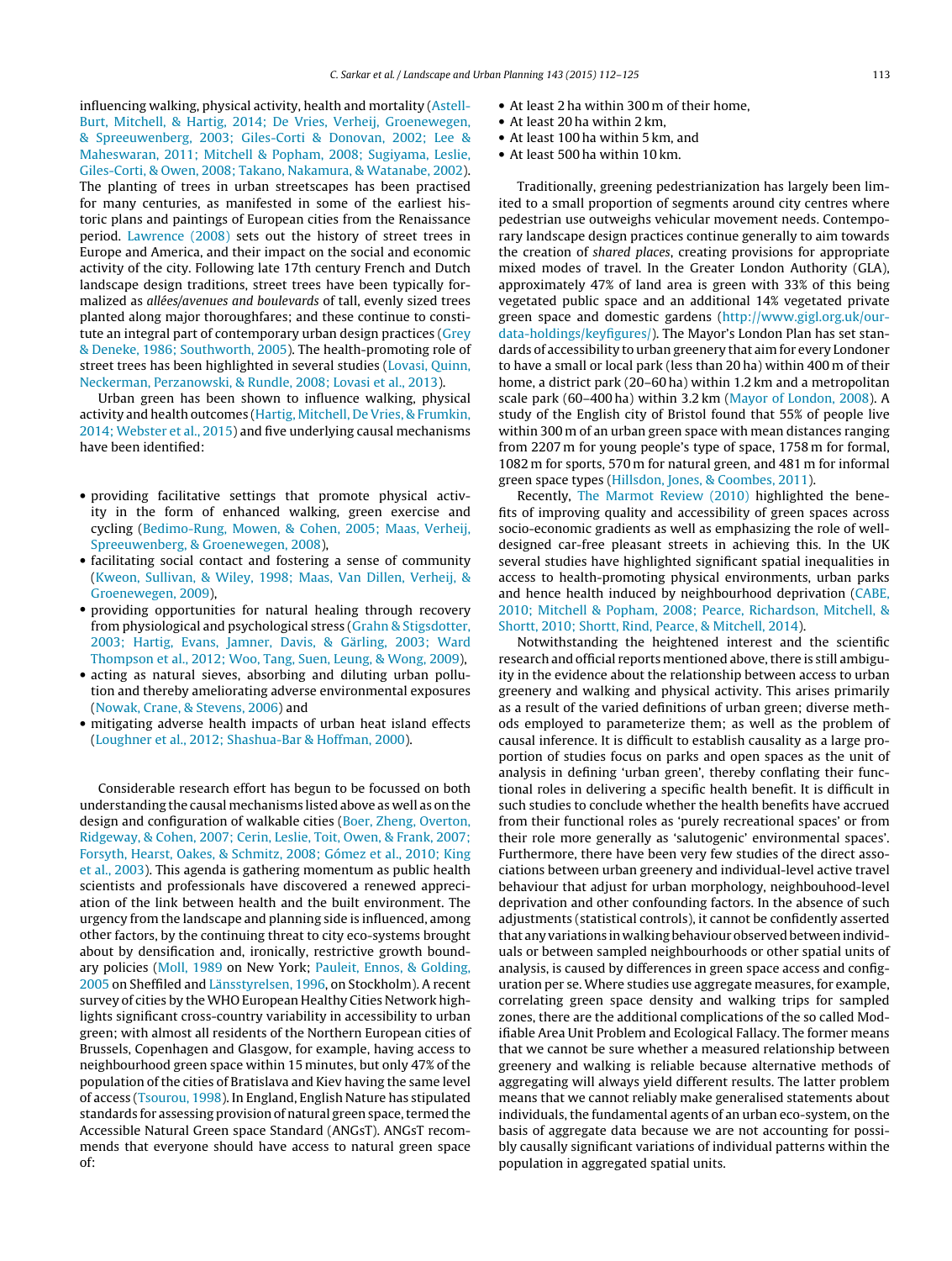influencing walking, physical activity, health and mortality (Astell-Burt, Mitchell, & Hartig, 2014; De Vries, Verheij, Groenewegen, & Spreeuwenberg, 2003; Giles-Corti & Donovan, 2002; Lee & Maheswaran, 2011; Mitchell & Popham, 2008; Sugiyama, Leslie, Giles-Corti, & Owen, 2008; Takano, Nakamura, & Watanabe, 2002). The planting of trees in urban streetscapes has been practised for many centuries, as manifested in some of the earliest historic plans and paintings of European cities from the Renaissance period. Lawrence (2008) sets out the history of street trees in Europe and America, and their impact on the social and economic activity of the city. Following late 17th century French and Dutch landscape design traditions, street trees have been typically formalized as *allées/avenues and boulevards* of tall, evenly sized trees planted along major thoroughfares; and these continue to constitute an integral part of contemporary urban design practices (Grey & Deneke, 1986; Southworth, 2005). The health-promoting role of street trees has been highlighted in several studies (Lovasi, Quinn, Neckerman, Perzanowski, & Rundle, 2008; Lovasi et al., 2013).

Urban green has been shown to influence walking, physical activity and health outcomes (Hartig, Mitchell, De Vries, & Frumkin, 2014; Webster et al., 2015) and five underlying causal mechanisms have been identified:

- providing facilitative settings that promote physical activity in the form of enhanced walking, green exercise and cycling (Bedimo-Rung, Mowen, & Cohen, 2005; Maas, Verheij, Spreeuwenberg, & Groenewegen, 2008),
- facilitating social contact and fostering a sense of community (Kweon, Sullivan, & Wiley, 1998; Maas, Van Dillen, Verheij, & Groenewegen, 2009),
- providing opportunities for natural healing through recovery from physiological and psychological stress (Grahn & Stigsdotter, 2003; Hartig, Evans, Jamner, Davis, & Gärling, 2003; Ward Thompson et al., 2012; Woo, Tang, Suen, Leung, & Wong, 2009),
- acting as natural sieves, absorbing and diluting urban pollution and thereby ameliorating adverse environmental exposures (Nowak, Crane, & Stevens, 2006) and
- mitigating adverse health impacts of urban heat island effects (Loughner et al., 2012; Shashua-Bar & Hoffman, 2000).

Considerable research effort has begun to be focussed on both understanding the causal mechanisms listed above as well as on the design and configuration of walkable cities (Boer, Zheng, Overton, Ridgeway, & Cohen, 2007; Cerin, Leslie, Toit, Owen, & Frank, 2007; Forsyth, Hearst, Oakes, & Schmitz, 2008; Gómez et al., 2010; King et al., 2003). This agenda is gathering momentum as public health scientists and professionals have discovered a renewed appreciation of the link between health and the built environment. The urgency from the landscape and planning side is influenced, among other factors, by the continuing threat to city eco-systems brought about by densification and, ironically, restrictive growth boundary policies (Moll, 1989 on New York; Pauleit, Ennos, & Golding, 2005 on Sheffiled and Länsstyrelsen, 1996, on Stockholm). A recent survey of cities by the WHO European Healthy Cities Network highlights significant cross-country variability in accessibility to urban green; with almost all residents of the Northern European cities of Brussels, Copenhagen and Glasgow, for example, having access to neighbourhood green space within 15 minutes, but only 47% of the population of the cities of Bratislava and Kiev having the same level of access (Tsourou, 1998). In England, English Nature has stipulated standards for assessing provision of natural green space, termed the Accessible Natural Green space Standard (ANGsT). ANGsT recommends that everyone should have access to natural green space of:

- At least 2 ha within 300 m of their home,
- At least 20 ha within 2 km,
- At least 100 ha within 5 km, and
- At least 500 ha within 10 km.

Traditionally, greening pedestrianization has largely been limited to a small proportion of segments around city centres where pedestrian use outweighs vehicular movement needs. Contemporary landscape design practices continue generally to aim towards the creation of *shared places*, creating provisions for appropriate mixed modes of travel. In the Greater London Authority (GLA), approximately 47% of land area is green with 33% of this being vegetated public space and an additional 14% vegetated private green space and domestic gardens (http://www.gigl.org.uk/our-data-holdings/keyfigures/). The Mayor's London Plan has set standards of accessibility to urban greenery that aim for every Londoner to have a small or local park (less than 20 ha) within 400 m of their home, a district park (20–60 ha) within 1.2 km and a metropolitan scale park (60–400 ha) within 3.2 km (Mayor of London, 2008). A study of the English city of Bristol found that 55% of people live within 300 m of an urban green space with mean distances ranging from 2207 m for young people's type of space, 1758 m for formal, 1082 m for sports, 570 m for natural green, and 481 m for informal green space types (Hillsdon, Jones, & Coombes, 2011).

Recently, The Marmot Review (2010) highlighted the benefits of improving quality and accessibility of green spaces across socio-economic gradients as well as emphasizing the role of well-designed car-free pleasant streets in achieving this. In the UK several studies have highlighted significant spatial inequalities in access to health-promoting physical environments, urban parks and hence health induced by neighbourhood deprivation (CABE, 2010; Mitchell & Popham, 2008; Pearce, Richardson, Mitchell, & Shortt, 2010; Shortt, Rind, Pearce, & Mitchell, 2014).

Notwithstanding the heightened interest and the scientific research and official reports mentioned above, there is still ambiguity in the evidence about the relationship between access to urban greenery and walking and physical activity. This arises primarily as a result of the varied definitions of urban green; diverse methods employed to parameterize them; as well as the problem of causal inference. It is difficult to establish causality as a large proportion of studies focus on parks and open spaces as the unit of analysis in defining 'urban green', thereby conflating their functional roles in delivering a specific health benefit. It is difficult in such studies to conclude whether the health benefits have accrued from their functional roles as 'purely recreational spaces' or from their role more generally as 'salutogenic' environmental spaces'. Furthermore, there have been very few studies of the direct associations between urban greenery and individual-level active travel behaviour that adjust for urban morphology, neighbouhood-level deprivation and other confounding factors. In the absence of such adjustments (statistical controls), it cannot be confidently asserted that any variations in walking behaviour observed between individuals or between sampled neighbourhoods or other spatial units of analysis, is caused by differences in green space access and configuration per se. Where studies use aggregate measures, for example, correlating green space density and walking trips for sampled zones, there are the additional complications of the so called Modifiable Area Unit Problem and Ecological Fallacy. The former means that we cannot be sure whether a measured relationship between greenery and walking is reliable because alternative methods of aggregating will always yield different results. The latter problem means that we cannot reliably make generalised statements about individuals, the fundamental agents of an urban eco-system, on the basis of aggregate data because we are not accounting for possibly causally significant variations of individual patterns within the population in aggregated spatial units.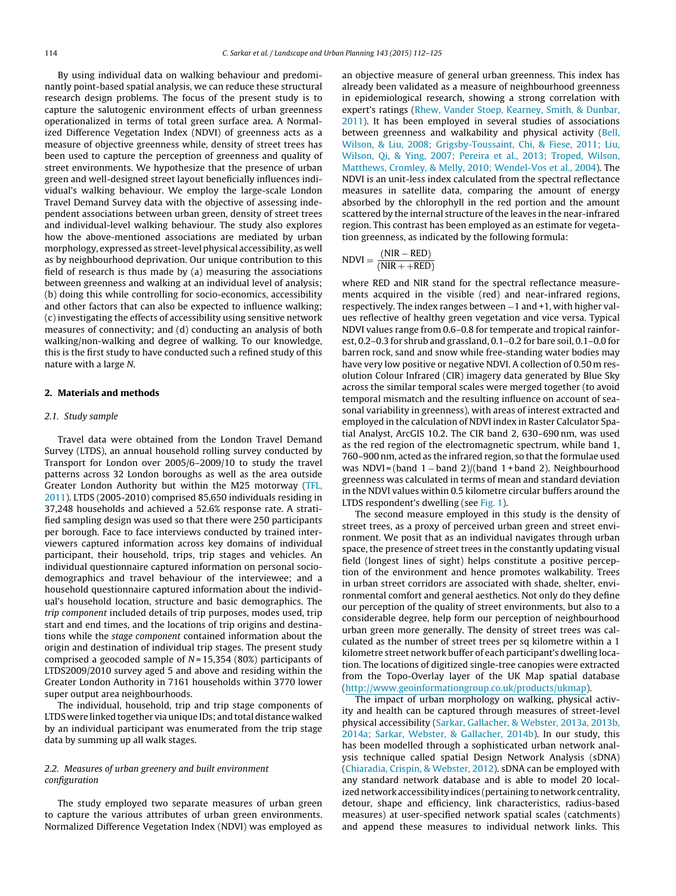By using individual data on walking behaviour and predominantly point-based spatial analysis, we can reduce these structural research design problems. The focus of the present study is to capture the salutogenic environment effects of urban greenness operationalized in terms of total green surface area. A Normalized Difference Vegetation Index (NDVI) of greenness acts as a measure of objective greenness while, density of street trees has been used to capture the perception of greenness and quality of street environments. We hypothesize that the presence of urban green and well-designed street layout beneficially influences individual's walking behaviour. We employ the large-scale London Travel Demand Survey data with the objective of assessing independent associations between urban green, density of street trees and individual-level walking behaviour. The study also explores how the above-mentioned associations are mediated by urban morphology, expressed as street-level physical accessibility, as well as by neighbourhood deprivation. Our unique contribution to this field of research is thus made by (a) measuring the associations between greenness and walking at an individual level of analysis; (b) doing this while controlling for socio-economics, accessibility and other factors that can also be expected to influence walking; (c) investigating the effects of accessibility using sensitive network measures of connectivity; and (d) conducting an analysis of both walking/non-walking and degree of walking. To our knowledge, this is the first study to have conducted such a refined study of this nature with a large *N*.

## 2. Materials and methods

### 2.1. Study sample

Travel data were obtained from the London Travel Demand Survey (LTDS), an annual household rolling survey conducted by Transport for London over 2005/6–2009/10 to study the travel patterns across 32 London boroughs as well as the area outside Greater London Authority but within the M25 motorway (TFL, 2011). LTDS (2005-2010) comprised 85,650 individuals residing in 37,248 households and achieved a 52.6% response rate. A stratified sampling design was used so that there were 250 participants per borough. Face to face interviews conducted by trained interviewers captured information across key domains of individual participant, their household, trips, trip stages and vehicles. An individual questionnaire captured information on personal socio-demographics and travel behaviour of the interviewee; and a household questionnaire captured information about the individual's household location, structure and basic demographics. The *trip component* included details of trip purposes, modes used, trip start and end times, and the locations of trip origins and destinations while the *stage component* contained information about the origin and destination of individual trip stages. The present study comprised a geocoded sample of *N* = 15,354 (80%) participants of LTDS2009/2010 survey aged 5 and above and residing within the Greater London Authority in 7161 households within 3770 lower super output area neighbourhoods.

The individual, household, trip and trip stage components of LTDS were linked together via unique IDs; and total distance walked by an individual participant was enumerated from the trip stage data by summing up all walk stages.

### 2.2. Measures of urban greenery and built environment configuration

The study employed two separate measures of urban green to capture the various attributes of urban green environments. Normalized Difference Vegetation Index (NDVI) was employed as an objective measure of general urban greenness. This index has already been validated as a measure of neighbourhood greenness in epidemiological research, showing a strong correlation with expert's ratings (Rhew, Vander Stoep, Kearney, Smith, & Dunbar, 2011). It has been employed in several studies of associations between greenness and walkability and physical activity (Bell, Wilson, & Liu, 2008; Grigsby-Toussaint, Chi, & Fiese, 2011; Liu, Wilson, Qi, & Ying, 2007; Pereira et al., 2013; Troped, Wilson, Matthews, Cromley, & Melly, 2010; Wendel-Vos et al., 2004). The NDVI is an unit-less index calculated from the spectral reflectance measures in satellite data, comparing the amount of energy absorbed by the chlorophyll in the red portion and the amount scattered by the internal structure of the leaves in the near-infrared region. This contrast has been employed as an estimate for vegetation greenness, as indicated by the following formula:

$$\text{NDVI} = \frac{(\text{NIR} - \text{RED})}{(\text{NIR} + +\text{RED})}$$

where RED and NIR stand for the spectral reflectance measurements acquired in the visible (red) and near-infrared regions, respectively. The index ranges between −1 and +1, with higher values reflective of healthy green vegetation and vice versa. Typical NDVI values range from 0.6–0.8 for temperate and tropical rainforest, 0.2–0.3 for shrub and grassland, 0.1–0.2 for bare soil, 0.1–0.0 for barren rock, sand and snow while free-standing water bodies may have very low positive or negative NDVI. A collection of 0.50 m resolution Colour Infrared (CIR) imagery data generated by Blue Sky across the similar temporal scales were merged together (to avoid temporal mismatch and the resulting influence on account of seasonal variability in greenness), with areas of interest extracted and employed in the calculation of NDVI index in Raster Calculator Spatial Analyst, ArcGIS 10.2. The CIR band 2, 630–690 nm, was used as the red region of the electromagnetic spectrum, while band 1, 760–900 nm, acted as the infrared region, so that the formulae used was NDVI = (band 1 − band 2)/(band 1 + band 2). Neighbourhood greenness was calculated in terms of mean and standard deviation in the NDVI values within 0.5 kilometre circular buffers around the LTDS respondent's dwelling (see Fig. 1).

The second measure employed in this study is the density of street trees, as a proxy of perceived urban green and street environment. We posit that as an individual navigates through urban space, the presence of street trees in the constantly updating visual field (longest lines of sight) helps constitute a positive perception of the environment and hence promotes walkability. Trees in urban street corridors are associated with shade, shelter, environmental comfort and general aesthetics. Not only do they define our perception of the quality of street environments, but also to a considerable degree, help form our perception of neighbourhood urban green more generally. The density of street trees was calculated as the number of street trees per sq kilometre within a 1 kilometre street network buffer of each participant's dwelling location. The locations of digitized single-tree canopies were extracted from the Topo-Overlay layer of the UK Map spatial database (http://www.geoinformationgroup.co.uk/products/ukmap).

The impact of urban morphology on walking, physical activity and health can be captured through measures of street-level physical accessibility (Sarkar, Gallacher, & Webster, 2013a, 2013b, 2014a; Sarkar, Webster, & Gallacher, 2014b). In our study, this has been modelled through a sophisticated urban network analysis technique called spatial Design Network Analysis (sDNA) (Chiaradia, Crispin, & Webster, 2012). sDNA can be employed with any standard network database and is able to model 20 localized network accessibility indices (pertaining to network centrality, detour, shape and efficiency, link characteristics, radius-based measures) at user-specified network spatial scales (catchments) and append these measures to individual network links. This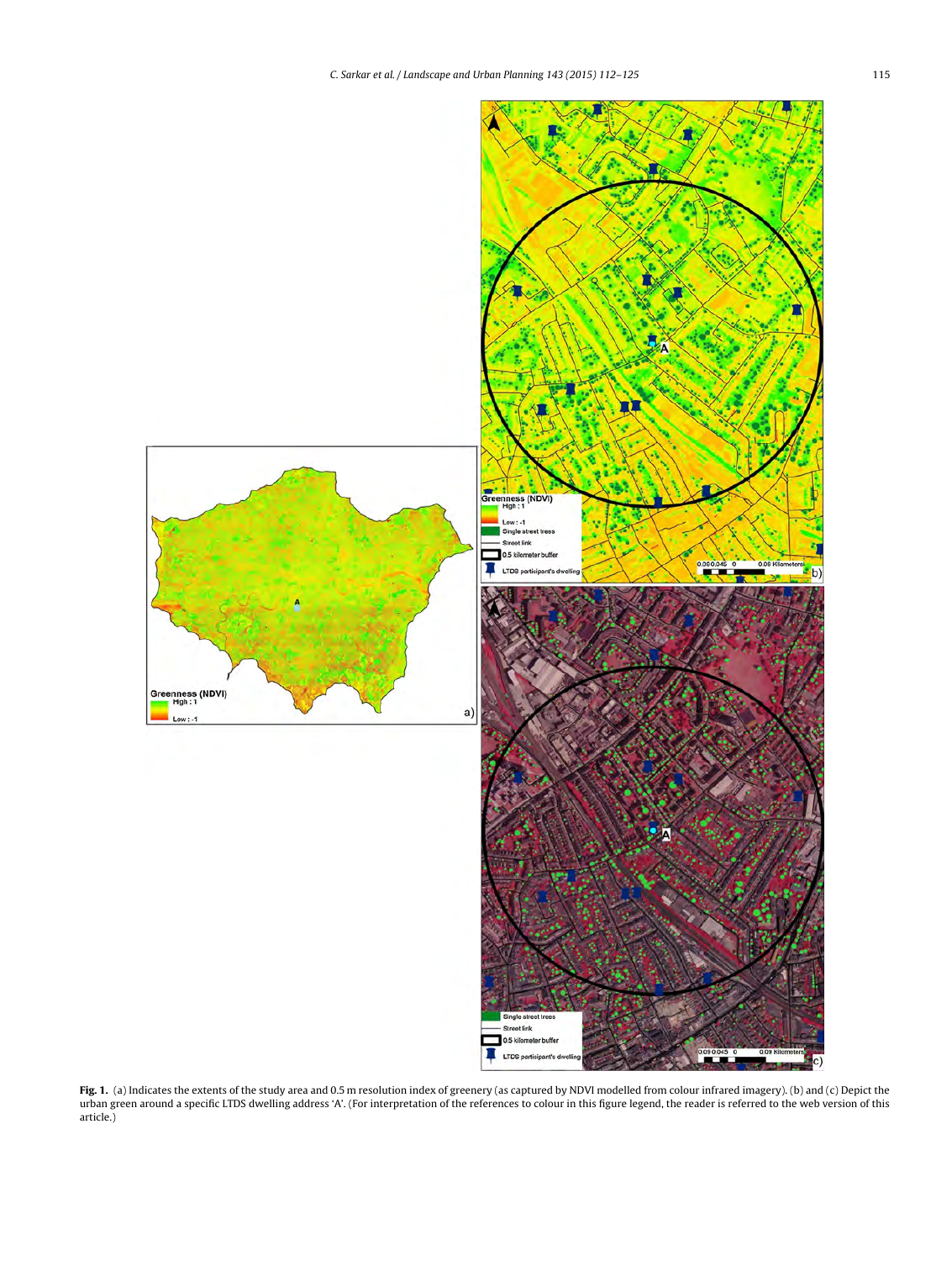**Fig. 1.** (a) Indicates the extents of the study area and 0.5 m resolution index of greenery (as captured by NDVI modelled from colour infrared imagery). (b) and (c) Depict the urban green around a specific LTDS dwelling address 'A'. (For interpretation of the references to colour in this figure legend, the reader is referred to the web version of this article.)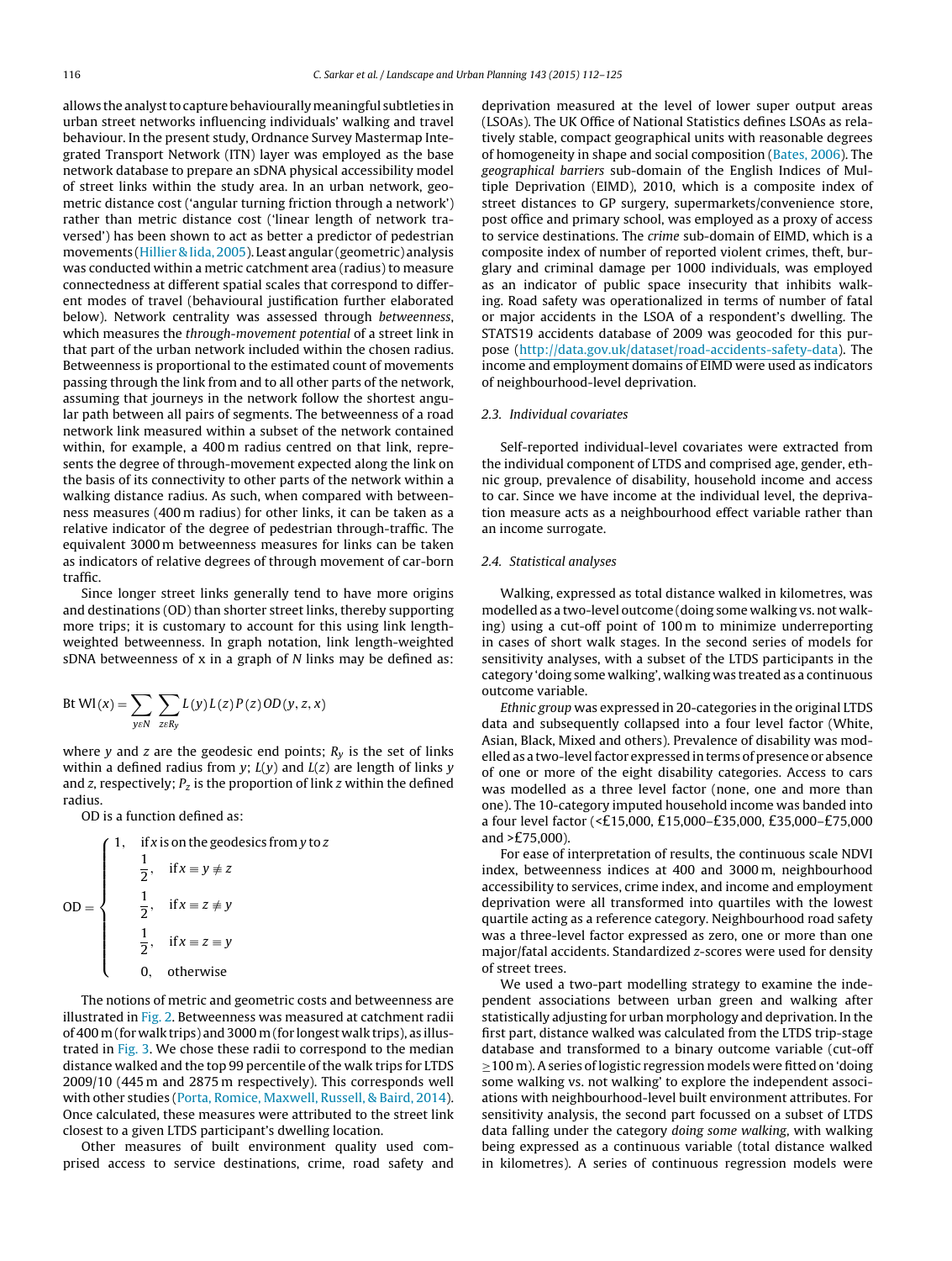allows the analyst to capture behaviourally meaningful subtleties in urban street networks influencing individuals' walking and travel behaviour. In the present study, Ordnance Survey Mastermap Integrated Transport Network (ITN) layer was employed as the base network database to prepare an sDNA physical accessibility model of street links within the study area. In an urban network, geometric distance cost ('angular turning friction through a network') rather than metric distance cost ('linear length of network traversed') has been shown to act as better a predictor of pedestrian movements (Hillier & Iida, 2005). Least angular (geometric) analysis was conducted within a metric catchment area (radius) to measure connectedness at different spatial scales that correspond to different modes of travel (behavioural justification further elaborated below). Network centrality was assessed through *betweenness*, which measures the *through-movement potential* of a street link in that part of the urban network included within the chosen radius. Betweenness is proportional to the estimated count of movements passing through the link from and to all other parts of the network, assuming that journeys in the network follow the shortest angular path between all pairs of segments. The betweenness of a road network link measured within a subset of the network contained within, for example, a 400 m radius centred on that link, represents the degree of through-movement expected along the link on the basis of its connectivity to other parts of the network within a walking distance radius. As such, when compared with betweenness measures (400 m radius) for other links, it can be taken as a relative indicator of the degree of pedestrian through-traffic. The equivalent 3000 m betweenness measures for links can be taken as indicators of relative degrees of through movement of car-born traffic.

Since longer street links generally tend to have more origins and destinations (OD) than shorter street links, thereby supporting more trips; it is customary to account for this using link length-weighted betweenness. In graph notation, link length-weighted sDNA betweenness of x in a graph of N links may be defined as:

$$\text{Bt Wl}(x) = \sum_{y \varepsilon N} \sum_{z \varepsilon R_y} L(y) L(z) P(z) OD(y, z, x)$$

where $y$ and $z$ are the geodesic end points; $R_y$ is the set of links within a defined radius from $y$; $L(y)$ and $L(z)$ are length of links $y$ and $z$, respectively; $P_z$ is the proportion of link $z$ within the defined radius.

OD is a function defined as:

$$\text{OD} = \begin{cases} 1, & \text{if } x \text{ is on the geodesics from } y \text{ to } z \\ \dfrac{1}{2}, & \text{if } x \equiv y \neq z \\ \dfrac{1}{2}, & \text{if } x \equiv z \neq y \\ \dfrac{1}{2}, & \text{if } x \equiv z \equiv y \\ 0, & \text{otherwise} \end{cases}$$

The notions of metric and geometric costs and betweenness are illustrated in Fig. 2. Betweenness was measured at catchment radii of 400 m (for walk trips) and 3000 m (for longest walk trips), as illustrated in Fig. 3. We chose these radii to correspond to the median distance walked and the top 99 percentile of the walk trips for LTDS 2009/10 (445 m and 2875 m respectively). This corresponds well with other studies (Porta, Romice, Maxwell, Russell, & Baird, 2014). Once calculated, these measures were attributed to the street link closest to a given LTDS participant's dwelling location.

Other measures of built environment quality used comprised access to service destinations, crime, road safety and deprivation measured at the level of lower super output areas (LSOAs). The UK Office of National Statistics defines LSOAs as relatively stable, compact geographical units with reasonable degrees of homogeneity in shape and social composition (Bates, 2006). The *geographical barriers* sub-domain of the English Indices of Multiple Deprivation (EIMD), 2010, which is a composite index of street distances to GP surgery, supermarkets/convenience store, post office and primary school, was employed as a proxy of access to service destinations. The *crime* sub-domain of EIMD, which is a composite index of number of reported violent crimes, theft, burglary and criminal damage per 1000 individuals, was employed as an indicator of public space insecurity that inhibits walking. Road safety was operationalized in terms of number of fatal or major accidents in the LSOA of a respondent's dwelling. The STATS19 accidents database of 2009 was geocoded for this purpose (http://data.gov.uk/dataset/road-accidents-safety-data). The income and employment domains of EIMD were used as indicators of neighbourhood-level deprivation.

### 2.3. Individual covariates

Self-reported individual-level covariates were extracted from the individual component of LTDS and comprised age, gender, ethnic group, prevalence of disability, household income and access to car. Since we have income at the individual level, the deprivation measure acts as a neighbourhood effect variable rather than an income surrogate.

### 2.4. Statistical analyses

Walking, expressed as total distance walked in kilometres, was modelled as a two-level outcome (doing some walking vs. not walking) using a cut-off point of 100 m to minimize underreporting in cases of short walk stages. In the second series of models for sensitivity analyses, with a subset of the LTDS participants in the category 'doing some walking', walking was treated as a continuous outcome variable.

*Ethnic group* was expressed in 20-categories in the original LTDS data and subsequently collapsed into a four level factor (White, Asian, Black, Mixed and others). Prevalence of disability was modelled as a two-level factor expressed in terms of presence or absence of one or more of the eight disability categories. Access to cars was modelled as a three level factor (none, one and more than one). The 10-category imputed household income was banded into a four level factor (<£15,000, £15,000–£35,000, £35,000–£75,000 and >£75,000).

For ease of interpretation of results, the continuous scale NDVI index, betweenness indices at 400 and 3000 m, neighbourhood accessibility to services, crime index, and income and employment deprivation were all transformed into quartiles with the lowest quartile acting as a reference category. Neighbourhood road safety was a three-level factor expressed as zero, one or more than one major/fatal accidents. Standardized *z*-scores were used for density of street trees.

We used a two-part modelling strategy to examine the independent associations between urban green and walking after statistically adjusting for urban morphology and deprivation. In the first part, distance walked was calculated from the LTDS trip-stage database and transformed to a binary outcome variable (cut-off $\geq$100 m). A series of logistic regression models were fitted on 'doing some walking vs. not walking' to explore the independent associations with neighbourhood-level built environment attributes. For sensitivity analysis, the second part focussed on a subset of LTDS data falling under the category *doing some walking*, with walking being expressed as a continuous variable (total distance walked in kilometres). A series of continuous regression models were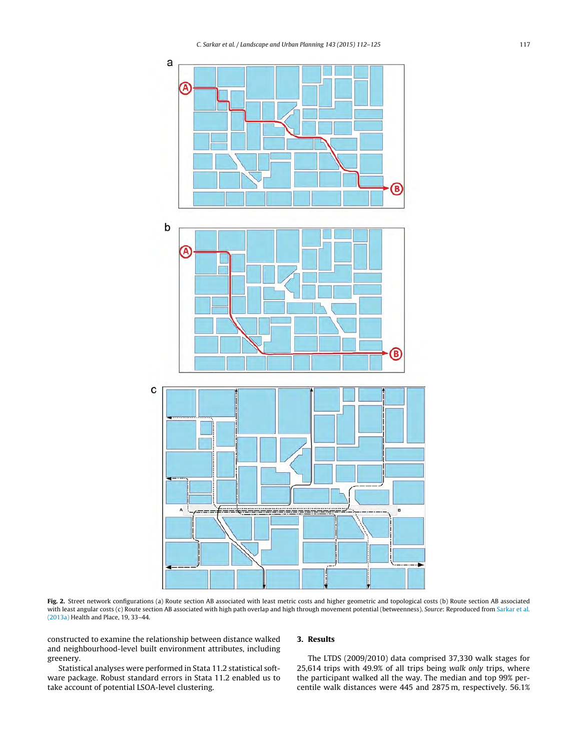**Fig. 2.** Street network configurations (a) Route section AB associated with least metric costs and higher geometric and topological costs (b) Route section AB associated with least angular costs (c) Route section AB associated with high path overlap and high through movement potential (betweenness). *Source*: Reproduced from Sarkar et al. (2013a) Health and Place, 19, 33–44.

constructed to examine the relationship between distance walked and neighbourhood-level built environment attributes, including greenery.

Statistical analyses were performed in Stata 11.2 statistical software package. Robust standard errors in Stata 11.2 enabled us to take account of potential LSOA-level clustering.

## 3. Results

The LTDS (2009/2010) data comprised 37,330 walk stages for 25,614 trips with 49.9% of all trips being *walk only* trips, where the participant walked all the way. The median and top 99% percentile walk distances were 445 and 2875 m, respectively. 56.1%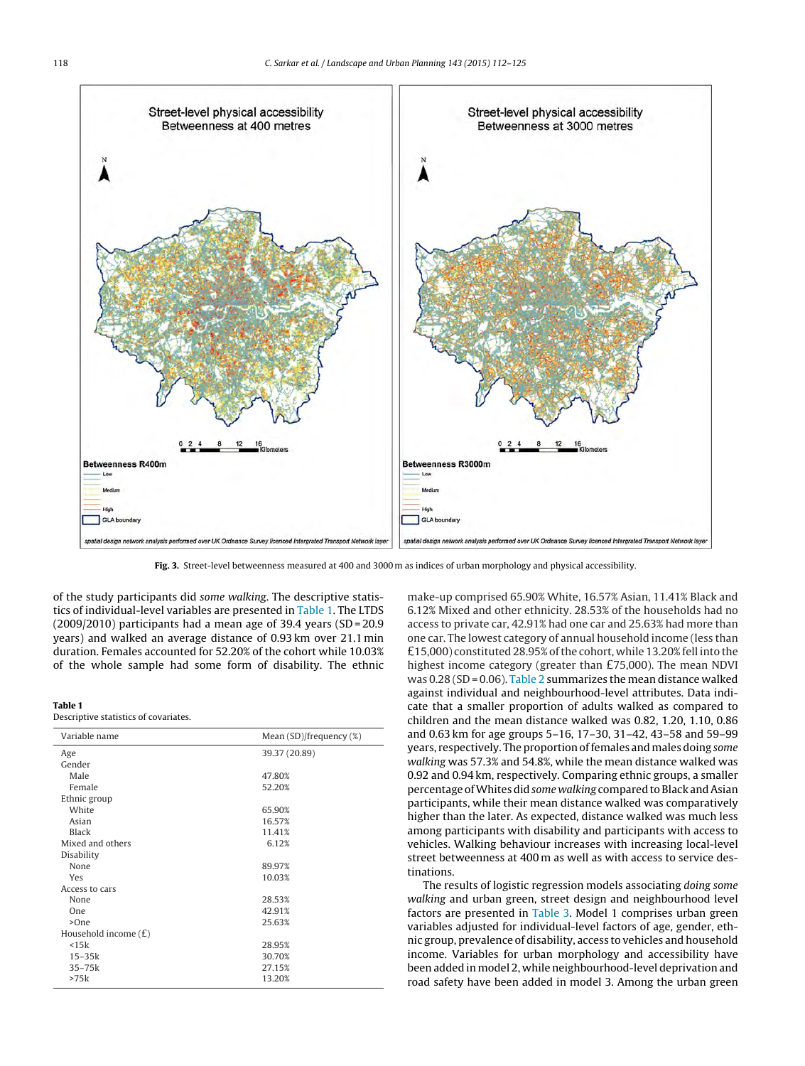Fig. 3. Street-level betweenness measured at 400 and 3000 m as indices of urban morphology and physical accessibility.

of the study participants did *some walking*. The descriptive statistics of individual-level variables are presented in Table 1. The LTDS (2009/2010) participants had a mean age of 39.4 years (SD = 20.9 years) and walked an average distance of 0.93 km over 21.1 min duration. Females accounted for 52.20% of the cohort while 10.03% of the whole sample had some form of disability. The ethnic make-up comprised 65.90% White, 16.57% Asian, 11.41% Black and 6.12% Mixed and other ethnicity. 28.53% of the households had no access to private car, 42.91% had one car and 25.63% had more than one car. The lowest category of annual household income (less than £15,000) constituted 28.95% of the cohort, while 13.20% fell into the highest income category (greater than £75,000). The mean NDVI was 0.28 (SD = 0.06). Table 2 summarizes the mean distance walked against individual and neighbourhood-level attributes. Data indicate that a smaller proportion of adults walked as compared to children and the mean distance walked was 0.82, 1.20, 1.10, 0.86 and 0.63 km for age groups 5–16, 17–30, 31–42, 43–58 and 59–99 years, respectively. The proportion of females and males doing *some walking* was 57.3% and 54.8%, while the mean distance walked was 0.92 and 0.94 km, respectively. Comparing ethnic groups, a smaller percentage of Whites did *some walking* compared to Black and Asian participants, while their mean distance walked was comparatively higher than the later. As expected, distance walked was much less among participants with disability and participants with access to vehicles. Walking behaviour increases with increasing local-level street betweenness at 400 m as well as with access to service destinations.

**Table 1**
Descriptive statistics of covariates.

| Variable name | Mean (SD)/frequency (%) |
|---|---|
| Age | 39.37 (20.89) |
| Gender | |
| Male | 47.80% |
| Female | 52.20% |
| Ethnic group | |
| White | 65.90% |
| Asian | 16.57% |
| Black | 11.41% |
| Mixed and others | 6.12% |
| Disability | |
| None | 89.97% |
| Yes | 10.03% |
| Access to cars | |
| None | 28.53% |
| One | 42.91% |
| >One | 25.63% |
| Household income (£) | |
| <15k | 28.95% |
| 15–35k | 30.70% |
| 35–75k | 27.15% |
| >75k | 13.20% |

The results of logistic regression models associating *doing some walking* and urban green, street design and neighbourhood level factors are presented in Table 3. Model 1 comprises urban green variables adjusted for individual-level factors of age, gender, ethnic group, prevalence of disability, access to vehicles and household income. Variables for urban morphology and accessibility have been added in model 2, while neighbourhood-level deprivation and road safety have been added in model 3. Among the urban green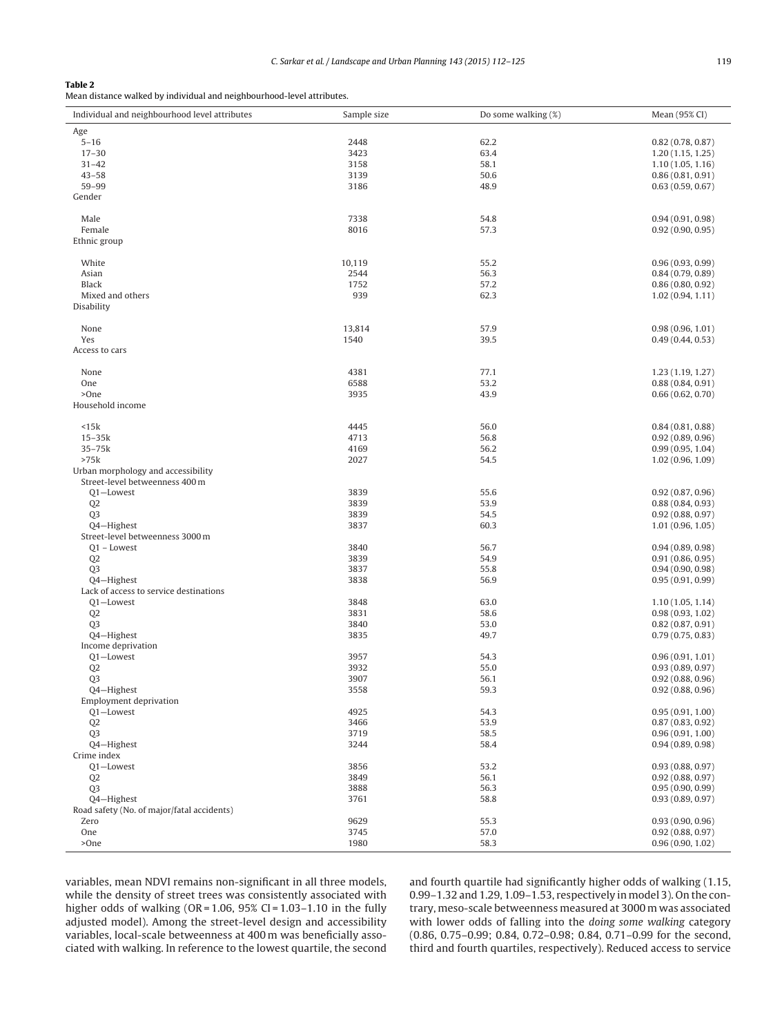**Table 2**
Mean distance walked by individual and neighbourhood-level attributes.

| Individual and neighbourhood level attributes | Sample size | Do some walking (%) | Mean (95% CI) |
|---|---|---|---|
| Age | | | |
| 5–16 | 2448 | 62.2 | 0.82 (0.78, 0.87) |
| 17–30 | 3423 | 63.4 | 1.20 (1.15, 1.25) |
| 31–42 | 3158 | 58.1 | 1.10 (1.05, 1.16) |
| 43–58 | 3139 | 50.6 | 0.86 (0.81, 0.91) |
| 59–99 | 3186 | 48.9 | 0.63 (0.59, 0.67) |
| Gender | | | |
| Male | 7338 | 54.8 | 0.94 (0.91, 0.98) |
| Female | 8016 | 57.3 | 0.92 (0.90, 0.95) |
| Ethnic group | | | |
| White | 10,119 | 55.2 | 0.96 (0.93, 0.99) |
| Asian | 2544 | 56.3 | 0.84 (0.79, 0.89) |
| Black | 1752 | 57.2 | 0.86 (0.80, 0.92) |
| Mixed and others | 939 | 62.3 | 1.02 (0.94, 1.11) |
| Disability | | | |
| None | 13,814 | 57.9 | 0.98 (0.96, 1.01) |
| Yes | 1540 | 39.5 | 0.49 (0.44, 0.53) |
| Access to cars | | | |
| None | 4381 | 77.1 | 1.23 (1.19, 1.27) |
| One | 6588 | 53.2 | 0.88 (0.84, 0.91) |
| >One | 3935 | 43.9 | 0.66 (0.62, 0.70) |
| Household income | | | |
| <15k | 4445 | 56.0 | 0.84 (0.81, 0.88) |
| 15–35k | 4713 | 56.8 | 0.92 (0.89, 0.96) |
| 35–75k | 4169 | 56.2 | 0.99 (0.95, 1.04) |
| >75k | 2027 | 54.5 | 1.02 (0.96, 1.09) |
| Urban morphology and accessibility | | | |
| Street-level betweenness 400 m | | | |
| Q1—Lowest | 3839 | 55.6 | 0.92 (0.87, 0.96) |
| Q2 | 3839 | 53.9 | 0.88 (0.84, 0.93) |
| Q3 | 3839 | 54.5 | 0.92 (0.88, 0.97) |
| Q4—Highest | 3837 | 60.3 | 1.01 (0.96, 1.05) |
| Street-level betweenness 3000 m | | | |
| Q1 – Lowest | 3840 | 56.7 | 0.94 (0.89, 0.98) |
| Q2 | 3839 | 54.9 | 0.91 (0.86, 0.95) |
| Q3 | 3837 | 55.8 | 0.94 (0.90, 0.98) |
| Q4—Highest | 3838 | 56.9 | 0.95 (0.91, 0.99) |
| Lack of access to service destinations | | | |
| Q1—Lowest | 3848 | 63.0 | 1.10 (1.05, 1.14) |
| Q2 | 3831 | 58.6 | 0.98 (0.93, 1.02) |
| Q3 | 3840 | 53.0 | 0.82 (0.87, 0.91) |
| Q4—Highest | 3835 | 49.7 | 0.79 (0.75, 0.83) |
| Income deprivation | | | |
| Q1—Lowest | 3957 | 54.3 | 0.96 (0.91, 1.01) |
| Q2 | 3932 | 55.0 | 0.93 (0.89, 0.97) |
| Q3 | 3907 | 56.1 | 0.92 (0.88, 0.96) |
| Q4—Highest | 3558 | 59.3 | 0.92 (0.88, 0.96) |
| Employment deprivation | | | |
| Q1—Lowest | 4925 | 54.3 | 0.95 (0.91, 1.00) |
| Q2 | 3466 | 53.9 | 0.87 (0.83, 0.92) |
| Q3 | 3719 | 58.5 | 0.96 (0.91, 1.00) |
| Q4—Highest | 3244 | 58.4 | 0.94 (0.89, 0.98) |
| Crime index | | | |
| Q1—Lowest | 3856 | 53.2 | 0.93 (0.88, 0.97) |
| Q2 | 3849 | 56.1 | 0.92 (0.88, 0.97) |
| Q3 | 3888 | 56.3 | 0.95 (0.90, 0.99) |
| Q4—Highest | 3761 | 58.8 | 0.93 (0.89, 0.97) |
| Road safety (No. of major/fatal accidents) | | | |
| Zero | 9629 | 55.3 | 0.93 (0.90, 0.96) |
| One | 3745 | 57.0 | 0.92 (0.88, 0.97) |
| >One | 1980 | 58.3 | 0.96 (0.90, 1.02) |

variables, mean NDVI remains non-significant in all three models, while the density of street trees was consistently associated with higher odds of walking (OR = 1.06, 95% CI = 1.03–1.10 in the fully adjusted model). Among the street-level design and accessibility variables, local-scale betweenness at 400 m was beneficially associated with walking. In reference to the lowest quartile, the second and fourth quartile had significantly higher odds of walking (1.15, 0.99–1.32 and 1.29, 1.09–1.53, respectively in model 3). On the contrary, meso-scale betweenness measured at 3000 m was associated with lower odds of falling into the *doing some walking* category (0.86, 0.75–0.99; 0.84, 0.72–0.98; 0.84, 0.71–0.99 for the second, third and fourth quartiles, respectively). Reduced access to service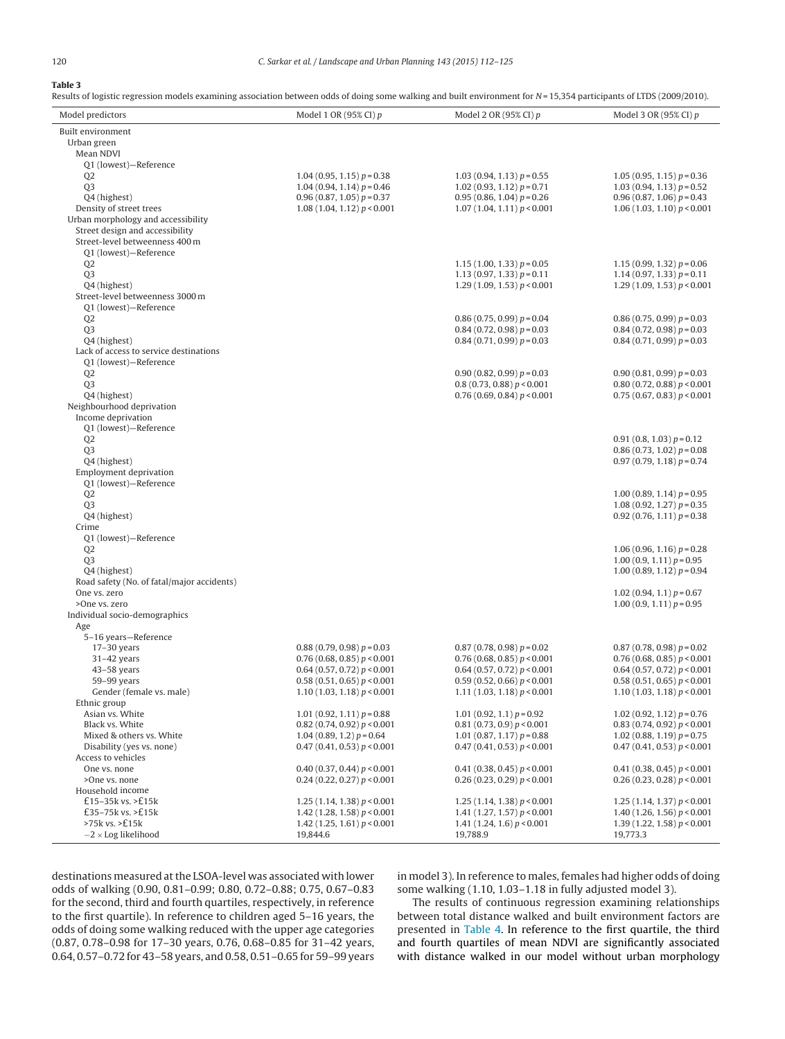**Table 3**

Results of logistic regression models examining association between odds of doing some walking and built environment for $N$ = 15,354 participants of LTDS (2009/2010).

| Model predictors | Model 1 OR (95% CI) p | Model 2 OR (95% CI) p | Model 3 OR (95% CI) p |
|---|---|---|---|
| Built environment | | | |
| Urban green | | | |
| Mean NDVI | | | |
| Q1 (lowest)—Reference | | | |
| Q2 | 1.04 (0.95, 1.15) p = 0.38 | 1.03 (0.94, 1.13) p = 0.55 | 1.05 (0.95, 1.15) p = 0.36 |
| Q3 | 1.04 (0.94, 1.14) p = 0.46 | 1.02 (0.93, 1.12) p = 0.71 | 1.03 (0.94, 1.13) p = 0.52 |
| Q4 (highest) | 0.96 (0.87, 1.05) p = 0.37 | 0.95 (0.86, 1.04) p = 0.26 | 0.96 (0.87, 1.06) p = 0.43 |
| Density of street trees | 1.08 (1.04, 1.12) p < 0.001 | 1.07 (1.04, 1.11) p < 0.001 | 1.06 (1.03, 1.10) p < 0.001 |
| Urban morphology and accessibility | | | |
| Street design and accessibility | | | |
| Street-level betweenness 400 m | | | |
| Q1 (lowest)—Reference | | | |
| Q2 | | 1.15 (1.00, 1.33) p = 0.05 | 1.15 (0.99, 1.32) p = 0.06 |
| Q3 | | 1.13 (0.97, 1.33) p = 0.11 | 1.14 (0.97, 1.33) p = 0.11 |
| Q4 (highest) | | 1.29 (1.09, 1.53) p < 0.001 | 1.29 (1.09, 1.53) p < 0.001 |
| Street-level betweenness 3000 m | | | |
| Q1 (lowest)—Reference | | | |
| Q2 | | 0.86 (0.75, 0.99) p = 0.04 | 0.86 (0.75, 0.99) p = 0.03 |
| Q3 | | 0.84 (0.72, 0.98) p = 0.03 | 0.84 (0.72, 0.98) p = 0.03 |
| Q4 (highest) | | 0.84 (0.71, 0.99) p = 0.03 | 0.84 (0.71, 0.99) p = 0.03 |
| Lack of access to service destinations | | | |
| Q1 (lowest)—Reference | | | |
| Q2 | | 0.90 (0.82, 0.99) p = 0.03 | 0.90 (0.81, 0.99) p = 0.03 |
| Q3 | | 0.8 (0.73, 0.88) p < 0.001 | 0.80 (0.72, 0.88) p < 0.001 |
| Q4 (highest) | | 0.76 (0.69, 0.84) p < 0.001 | 0.75 (0.67, 0.83) p < 0.001 |
| Neighbourhood deprivation | | | |
| Income deprivation | | | |
| Q1 (lowest)—Reference | | | |
| Q2 | | | 0.91 (0.8, 1.03) p = 0.12 |
| Q3 | | | 0.86 (0.73, 1.02) p = 0.08 |
| Q4 (highest) | | | 0.97 (0.79, 1.18) p = 0.74 |
| Employment deprivation | | | |
| Q1 (lowest)—Reference | | | |
| Q2 | | | 1.00 (0.89, 1.14) p = 0.95 |
| Q3 | | | 1.08 (0.92, 1.27) p = 0.35 |
| Q4 (highest) | | | 0.92 (0.76, 1.11) p = 0.38 |
| Crime | | | |
| Q1 (lowest)—Reference | | | |
| Q2 | | | 1.06 (0.96, 1.16) p = 0.28 |
| Q3 | | | 1.00 (0.9, 1.11) p = 0.95 |
| Q4 (highest) | | | 1.00 (0.89, 1.12) p = 0.94 |
| Road safety (No. of fatal/major accidents) | | | |
| One vs. zero | | | 1.02 (0.94, 1.1) p = 0.67 |
| >One vs. zero | | | 1.00 (0.9, 1.11) p = 0.95 |
| Individual socio-demographics | | | |
| Age | | | |
| 5–16 years—Reference | | | |
| 17–30 years | 0.88 (0.79, 0.98) p = 0.03 | 0.87 (0.78, 0.98) p = 0.02 | 0.87 (0.78, 0.98) p = 0.02 |
| 31–42 years | 0.76 (0.68, 0.85) p < 0.001 | 0.76 (0.68, 0.85) p < 0.001 | 0.76 (0.68, 0.85) p < 0.001 |
| 43–58 years | 0.64 (0.57, 0.72) p < 0.001 | 0.64 (0.57, 0.72) p < 0.001 | 0.64 (0.57, 0.72) p < 0.001 |
| 59–99 years | 0.58 (0.51, 0.65) p < 0.001 | 0.59 (0.52, 0.66) p < 0.001 | 0.58 (0.51, 0.65) p < 0.001 |
| Gender (female vs. male) | 1.10 (1.03, 1.18) p < 0.001 | 1.11 (1.03, 1.18) p < 0.001 | 1.10 (1.03, 1.18) p < 0.001 |
| Ethnic group | | | |
| Asian vs. White | 1.01 (0.92, 1.11) p = 0.88 | 1.01 (0.92, 1.1) p = 0.92 | 1.02 (0.92, 1.12) p = 0.76 |
| Black vs. White | 0.82 (0.74, 0.92) p < 0.001 | 0.81 (0.73, 0.9) p < 0.001 | 0.83 (0.74, 0.92) p < 0.001 |
| Mixed & others vs. White | 1.04 (0.89, 1.2) p = 0.64 | 1.01 (0.87, 1.17) p = 0.88 | 1.02 (0.88, 1.19) p = 0.75 |
| Disability (yes vs. none) | 0.47 (0.41, 0.53) p < 0.001 | 0.47 (0.41, 0.53) p < 0.001 | 0.47 (0.41, 0.53) p < 0.001 |
| Access to vehicles | | | |
| One vs. none | 0.40 (0.37, 0.44) p < 0.001 | 0.41 (0.38, 0.45) p < 0.001 | 0.41 (0.38, 0.45) p < 0.001 |
| >One vs. none | 0.24 (0.22, 0.27) p < 0.001 | 0.26 (0.23, 0.29) p < 0.001 | 0.26 (0.23, 0.28) p < 0.001 |
| Household income | | | |
| £15–35k vs. >£15k | 1.25 (1.14, 1.38) p < 0.001 | 1.25 (1.14, 1.38) p < 0.001 | 1.25 (1.14, 1.37) p < 0.001 |
| £35–75k vs. >£15k | 1.42 (1.28, 1.58) p < 0.001 | 1.41 (1.27, 1.57) p < 0.001 | 1.40 (1.26, 1.56) p < 0.001 |
| >75k vs. >£15k | 1.42 (1.25, 1.61) p < 0.001 | 1.41 (1.24, 1.6) p < 0.001 | 1.39 (1.22, 1.58) p < 0.001 |
| $-2 \times$ Log likelihood | 19,844.6 | 19,788.9 | 19,773.3 |

destinations measured at the LSOA-level was associated with lower odds of walking (0.90, 0.81–0.99; 0.80, 0.72–0.88; 0.75, 0.67–0.83 for the second, third and fourth quartiles, respectively, in reference to the first quartile). In reference to children aged 5–16 years, the odds of doing some walking reduced with the upper age categories (0.87, 0.78–0.98 for 17–30 years, 0.76, 0.68–0.85 for 31–42 years, 0.64, 0.57–0.72 for 43–58 years, and 0.58, 0.51–0.65 for 59–99 years in model 3). In reference to males, females had higher odds of doing some walking (1.10, 1.03–1.18 in fully adjusted model 3).

The results of continuous regression examining relationships between total distance walked and built environment factors are presented in Table 4. In reference to the first quartile, the third and fourth quartiles of mean NDVI are significantly associated with distance walked in our model without urban morphology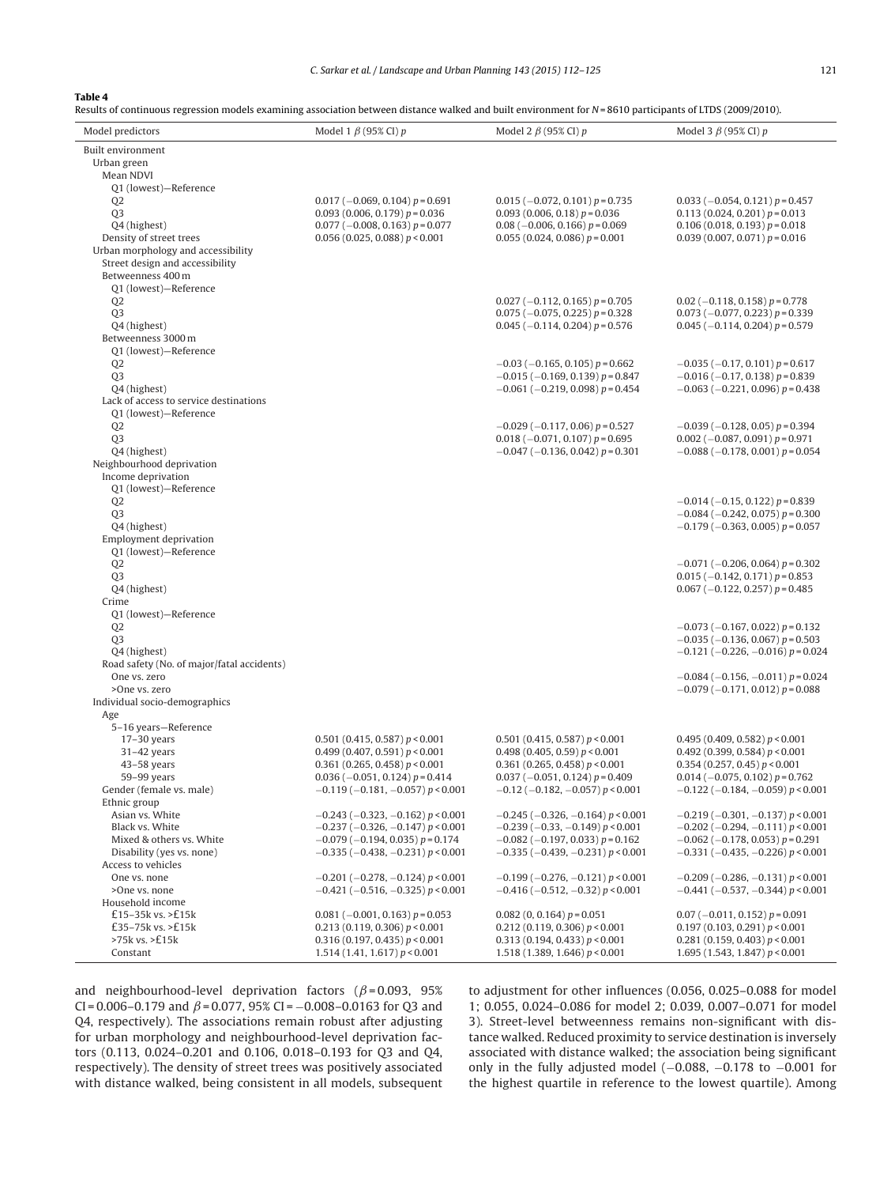**Table 4**

Results of continuous regression models examining association between distance walked and built environment for N = 8610 participants of LTDS (2009/2010).

| Model predictors | Model 1 β (95% CI) p | Model 2 β (95% CI) p | Model 3 β (95% CI) p |
|---|---|---|---|
| Built environment | | | |
| Urban green | | | |
| Mean NDVI | | | |
| Q1 (lowest)—Reference | | | |
| Q2 | 0.017 (−0.069, 0.104) p = 0.691 | 0.015 (−0.072, 0.101) p = 0.735 | 0.033 (−0.054, 0.121) p = 0.457 |
| Q3 | 0.093 (0.006, 0.179) p = 0.036 | 0.093 (0.006, 0.18) p = 0.036 | 0.113 (0.024, 0.201) p = 0.013 |
| Q4 (highest) | 0.077 (−0.008, 0.163) p = 0.077 | 0.08 (−0.006, 0.166) p = 0.069 | 0.106 (0.018, 0.193) p = 0.018 |
| Density of street trees | 0.056 (0.025, 0.088) p < 0.001 | 0.055 (0.024, 0.086) p = 0.001 | 0.039 (0.007, 0.071) p = 0.016 |
| Urban morphology and accessibility | | | |
| Street design and accessibility | | | |
| Betweenness 400 m | | | |
| Q1 (lowest)—Reference | | | |
| Q2 | | 0.027 (−0.112, 0.165) p = 0.705 | 0.02 (−0.118, 0.158) p = 0.778 |
| Q3 | | 0.075 (−0.075, 0.225) p = 0.328 | 0.073 (−0.077, 0.223) p = 0.339 |
| Q4 (highest) | | 0.045 (−0.114, 0.204) p = 0.576 | 0.045 (−0.114, 0.204) p = 0.579 |
| Betweenness 3000 m | | | |
| Q1 (lowest)—Reference | | | |
| Q2 | | −0.03 (−0.165, 0.105) p = 0.662 | −0.035 (−0.17, 0.101) p = 0.617 |
| Q3 | | −0.015 (−0.169, 0.139) p = 0.847 | −0.016 (−0.17, 0.138) p = 0.839 |
| Q4 (highest) | | −0.061 (−0.219, 0.098) p = 0.454 | −0.063 (−0.221, 0.096) p = 0.438 |
| Lack of access to service destinations | | | |
| Q1 (lowest)—Reference | | | |
| Q2 | | −0.029 (−0.117, 0.06) p = 0.527 | −0.039 (−0.128, 0.05) p = 0.394 |
| Q3 | | 0.018 (−0.071, 0.107) p = 0.695 | 0.002 (−0.087, 0.091) p = 0.971 |
| Q4 (highest) | | −0.047 (−0.136, 0.042) p = 0.301 | −0.088 (−0.178, 0.001) p = 0.054 |
| Neighbourhood deprivation | | | |
| Income deprivation | | | |
| Q1 (lowest)—Reference | | | |
| Q2 | | | −0.014 (−0.15, 0.122) p = 0.839 |
| Q3 | | | −0.084 (−0.242, 0.075) p = 0.300 |
| Q4 (highest) | | | −0.179 (−0.363, 0.005) p = 0.057 |
| Employment deprivation | | | |
| Q1 (lowest)—Reference | | | |
| Q2 | | | −0.071 (−0.206, 0.064) p = 0.302 |
| Q3 | | | 0.015 (−0.142, 0.171) p = 0.853 |
| Q4 (highest) | | | 0.067 (−0.122, 0.257) p = 0.485 |
| Crime | | | |
| Q1 (lowest)—Reference | | | |
| Q2 | | | −0.073 (−0.167, 0.022) p = 0.132 |
| Q3 | | | −0.035 (−0.136, 0.067) p = 0.503 |
| Q4 (highest) | | | −0.121 (−0.226, −0.016) p = 0.024 |
| Road safety (No. of major/fatal accidents) | | | |
| One vs. zero | | | −0.084 (−0.156, −0.011) p = 0.024 |
| >One vs. zero | | | −0.079 (−0.171, 0.012) p = 0.088 |
| Individual socio-demographics | | | |
| Age | | | |
| 5–16 years—Reference | | | |
| 17–30 years | 0.501 (0.415, 0.587) p < 0.001 | 0.501 (0.415, 0.587) p < 0.001 | 0.495 (0.409, 0.582) p < 0.001 |
| 31–42 years | 0.499 (0.407, 0.591) p < 0.001 | 0.498 (0.405, 0.59) p < 0.001 | 0.492 (0.399, 0.584) p < 0.001 |
| 43–58 years | 0.361 (0.265, 0.458) p < 0.001 | 0.361 (0.265, 0.458) p < 0.001 | 0.354 (0.257, 0.45) p < 0.001 |
| 59–99 years | 0.036 (−0.051, 0.124) p = 0.414 | 0.037 (−0.051, 0.124) p = 0.409 | 0.014 (−0.075, 0.102) p = 0.762 |
| Gender (female vs. male) | −0.119 (−0.181, −0.057) p < 0.001 | −0.12 (−0.182, −0.057) p < 0.001 | −0.122 (−0.184, −0.059) p < 0.001 |
| Ethnic group | | | |
| Asian vs. White | −0.243 (−0.323, −0.162) p < 0.001 | −0.245 (−0.326, −0.164) p < 0.001 | −0.219 (−0.301, −0.137) p < 0.001 |
| Black vs. White | −0.237 (−0.326, −0.147) p < 0.001 | −0.239 (−0.33, −0.149) p < 0.001 | −0.202 (−0.294, −0.111) p < 0.001 |
| Mixed & others vs. White | −0.079 (−0.194, 0.035) p = 0.174 | −0.082 (−0.197, 0.033) p = 0.162 | −0.062 (−0.178, 0.053) p = 0.291 |
| Disability (yes vs. none) | −0.335 (−0.438, −0.231) p < 0.001 | −0.335 (−0.439, −0.231) p < 0.001 | −0.331 (−0.435, −0.226) p < 0.001 |
| Access to vehicles | | | |
| One vs. none | −0.201 (−0.278, −0.124) p < 0.001 | −0.199 (−0.276, −0.121) p < 0.001 | −0.209 (−0.286, −0.131) p < 0.001 |
| >One vs. none | −0.421 (−0.516, −0.325) p < 0.001 | −0.416 (−0.512, −0.32) p < 0.001 | −0.441 (−0.537, −0.344) p < 0.001 |
| Household income | | | |
| £15–35k vs. >£15k | 0.081 (−0.001, 0.163) p = 0.053 | 0.082 (0, 0.164) p = 0.051 | 0.07 (−0.011, 0.152) p = 0.091 |
| £35–75k vs. >£15k | 0.213 (0.119, 0.306) p < 0.001 | 0.212 (0.119, 0.306) p < 0.001 | 0.197 (0.103, 0.291) p < 0.001 |
| >75k vs. >£15k | 0.316 (0.197, 0.435) p < 0.001 | 0.313 (0.194, 0.433) p < 0.001 | 0.281 (0.159, 0.403) p < 0.001 |
| Constant | 1.514 (1.41, 1.617) p < 0.001 | 1.518 (1.389, 1.646) p < 0.001 | 1.695 (1.543, 1.847) p < 0.001 |

and neighbourhood-level deprivation factors ($\beta = 0.093$, 95% CI = 0.006–0.179 and $\beta = 0.077$, 95% CI = −0.008–0.0163 for Q3 and Q4, respectively). The associations remain robust after adjusting for urban morphology and neighbourhood-level deprivation factors (0.113, 0.024–0.201 and 0.106, 0.018–0.193 for Q3 and Q4, respectively). The density of street trees was positively associated with distance walked, being consistent in all models, subsequent to adjustment for other influences (0.056, 0.025–0.088 for model 1; 0.055, 0.024–0.086 for model 2; 0.039, 0.007–0.071 for model 3). Street-level betweenness remains non-significant with distance walked. Reduced proximity to service destination is inversely associated with distance walked; the association being significant only in the fully adjusted model (−0.088, −0.178 to −0.001 for the highest quartile in reference to the lowest quartile). Among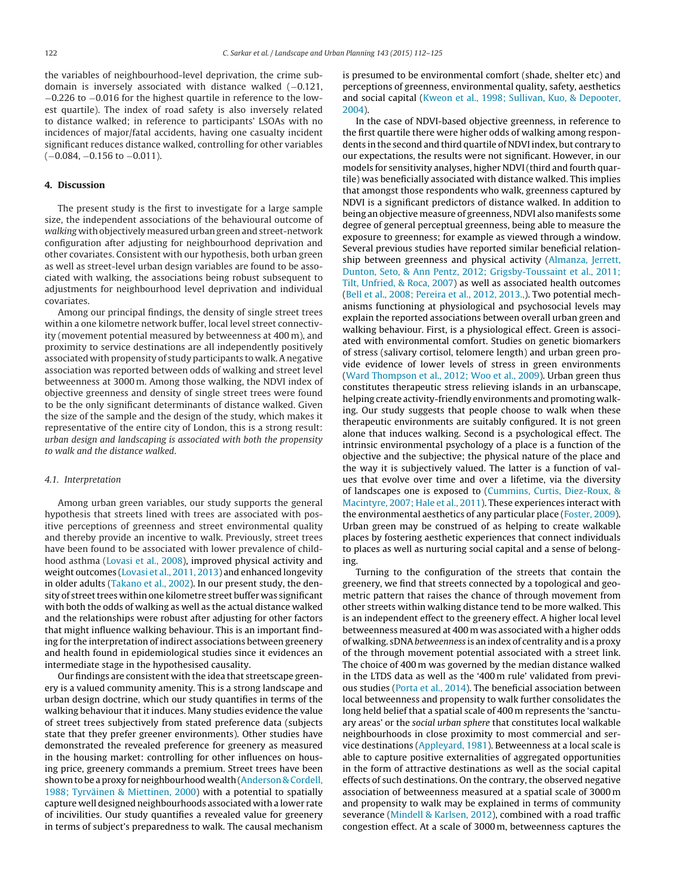the variables of neighbourhood-level deprivation, the crime subdomain is inversely associated with distance walked (−0.121, −0.226 to −0.016 for the highest quartile in reference to the lowest quartile). The index of road safety is also inversely related to distance walked; in reference to participants' LSOAs with no incidences of major/fatal accidents, having one casualty incident significant reduces distance walked, controlling for other variables (−0.084, −0.156 to −0.011).

## 4. Discussion

The present study is the first to investigate for a large sample size, the independent associations of the behavioural outcome of *walking* with objectively measured urban green and street-network configuration after adjusting for neighbourhood deprivation and other covariates. Consistent with our hypothesis, both urban green as well as street-level urban design variables are found to be associated with walking, the associations being robust subsequent to adjustments for neighbourhood level deprivation and individual covariates.

Among our principal findings, the density of single street trees within a one kilometre network buffer, local level street connectivity (movement potential measured by betweenness at 400 m), and proximity to service destinations are all independently positively associated with propensity of study participants to walk. A negative association was reported between odds of walking and street level betweenness at 3000 m. Among those walking, the NDVI index of objective greenness and density of single street trees were found to be the only significant determinants of distance walked. Given the size of the sample and the design of the study, which makes it representative of the entire city of London, this is a strong result: *urban design and landscaping is associated with both the propensity to walk and the distance walked*.

### 4.1. Interpretation

Among urban green variables, our study supports the general hypothesis that streets lined with trees are associated with positive perceptions of greenness and street environmental quality and thereby provide an incentive to walk. Previously, street trees have been found to be associated with lower prevalence of childhood asthma (Lovasi et al., 2008), improved physical activity and weight outcomes (Lovasi et al., 2011, 2013) and enhanced longevity in older adults (Takano et al., 2002). In our present study, the density of street trees within one kilometre street buffer was significant with both the odds of walking as well as the actual distance walked and the relationships were robust after adjusting for other factors that might influence walking behaviour. This is an important finding for the interpretation of indirect associations between greenery and health found in epidemiological studies since it evidences an intermediate stage in the hypothesised causality.

Our findings are consistent with the idea that streetscape greenery is a valued community amenity. This is a strong landscape and urban design doctrine, which our study quantifies in terms of the walking behaviour that it induces. Many studies evidence the value of street trees subjectively from stated preference data (subjects state that they prefer greener environments). Other studies have demonstrated the revealed preference for greenery as measured in the housing market: controlling for other influences on housing price, greenery commands a premium. Street trees have been shown to be a proxy for neighbourhood wealth (Anderson & Cordell, 1988; Tyrväinen & Miettinen, 2000) with a potential to spatially capture well designed neighbourhoods associated with a lower rate of incivilities. Our study quantifies a revealed value for greenery in terms of subject's preparedness to walk. The causal mechanism is presumed to be environmental comfort (shade, shelter etc) and perceptions of greenness, environmental quality, safety, aesthetics and social capital (Kweon et al., 1998; Sullivan, Kuo, & Depooter, 2004).

In the case of NDVI-based objective greenness, in reference to the first quartile there were higher odds of walking among respondents in the second and third quartile of NDVI index, but contrary to our expectations, the results were not significant. However, in our models for sensitivity analyses, higher NDVI (third and fourth quartile) was beneficially associated with distance walked. This implies that amongst those respondents who walk, greenness captured by NDVI is a significant predictors of distance walked. In addition to being an objective measure of greenness, NDVI also manifests some degree of general perceptual greenness, being able to measure the exposure to greenness; for example as viewed through a window. Several previous studies have reported similar beneficial relationship between greenness and physical activity (Almanza, Jerrett, Dunton, Seto, & Ann Pentz, 2012; Grigsby-Toussaint et al., 2011; Tilt, Unfried, & Roca, 2007) as well as associated health outcomes (Bell et al., 2008; Pereira et al., 2012, 2013.,). Two potential mechanisms functioning at physiological and psychosocial levels may explain the reported associations between overall urban green and walking behaviour. First, is a physiological effect. Green is associated with environmental comfort. Studies on genetic biomarkers of stress (salivary cortisol, telomere length) and urban green provide evidence of lower levels of stress in green environments (Ward Thompson et al., 2012; Woo et al., 2009). Urban green thus constitutes therapeutic stress relieving islands in an urbanscape, helping create activity-friendly environments and promoting walking. Our study suggests that people choose to walk when these therapeutic environments are suitably configured. It is not green alone that induces walking. Second is a psychological effect. The intrinsic environmental psychology of a place is a function of the objective and the subjective; the physical nature of the place and the way it is subjectively valued. The latter is a function of values that evolve over time and over a lifetime, via the diversity of landscapes one is exposed to (Cummins, Curtis, Diez-Roux, & Macintyre, 2007; Hale et al., 2011). These experiences interact with the environmental aesthetics of any particular place (Foster, 2009). Urban green may be construed of as helping to create walkable places by fostering aesthetic experiences that connect individuals to places as well as nurturing social capital and a sense of belonging.

Turning to the configuration of the streets that contain the greenery, we find that streets connected by a topological and geometric pattern that raises the chance of through movement from other streets within walking distance tend to be more walked. This is an independent effect to the greenery effect. A higher local level betweenness measured at 400 m was associated with a higher odds of walking. sDNA *betweenness* is an index of centrality and is a proxy of the through movement potential associated with a street link. The choice of 400 m was governed by the median distance walked in the LTDS data as well as the '400 m rule' validated from previous studies (Porta et al., 2014). The beneficial association between local betweenness and propensity to walk further consolidates the long held belief that a spatial scale of 400 m represents the 'sanctuary areas' or the *social urban sphere* that constitutes local walkable neighbourhoods in close proximity to most commercial and service destinations (Appleyard, 1981). Betweenness at a local scale is able to capture positive externalities of aggregated opportunities in the form of attractive destinations as well as the social capital effects of such destinations. On the contrary, the observed negative association of betweenness measured at a spatial scale of 3000 m and propensity to walk may be explained in terms of community severance (Mindell & Karlsen, 2012), combined with a road traffic congestion effect. At a scale of 3000 m, betweenness captures the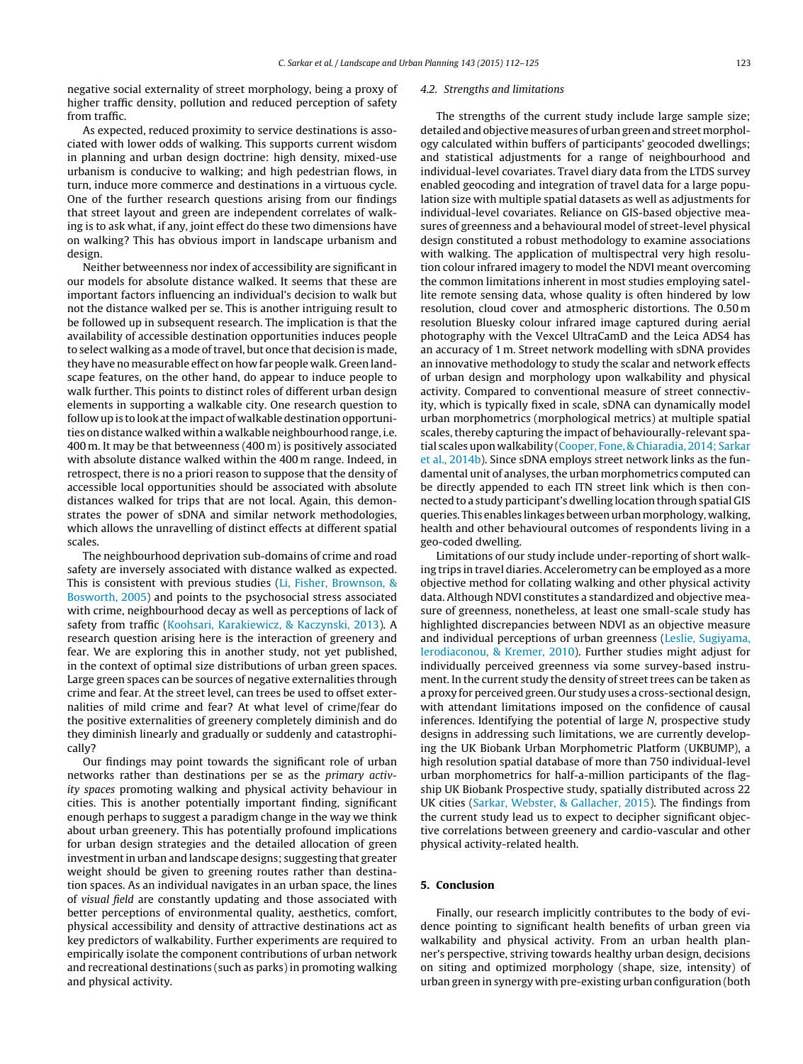negative social externality of street morphology, being a proxy of higher traffic density, pollution and reduced perception of safety from traffic.

As expected, reduced proximity to service destinations is associated with lower odds of walking. This supports current wisdom in planning and urban design doctrine: high density, mixed-use urbanism is conducive to walking; and high pedestrian flows, in turn, induce more commerce and destinations in a virtuous cycle. One of the further research questions arising from our findings that street layout and green are independent correlates of walking is to ask what, if any, joint effect do these two dimensions have on walking? This has obvious import in landscape urbanism and design.

Neither betweenness nor index of accessibility are significant in our models for absolute distance walked. It seems that these are important factors influencing an individual's decision to walk but not the distance walked per se. This is another intriguing result to be followed up in subsequent research. The implication is that the availability of accessible destination opportunities induces people to select walking as a mode of travel, but once that decision is made, they have no measurable effect on how far people walk. Green landscape features, on the other hand, do appear to induce people to walk further. This points to distinct roles of different urban design elements in supporting a walkable city. One research question to follow up is to look at the impact of walkable destination opportunities on distance walked within a walkable neighbourhood range, i.e. 400 m. It may be that betweenness (400 m) is positively associated with absolute distance walked within the 400 m range. Indeed, in retrospect, there is no a priori reason to suppose that the density of accessible local opportunities should be associated with absolute distances walked for trips that are not local. Again, this demonstrates the power of sDNA and similar network methodologies, which allows the unravelling of distinct effects at different spatial scales.

The neighbourhood deprivation sub-domains of crime and road safety are inversely associated with distance walked as expected. This is consistent with previous studies (Li, Fisher, Brownson, & Bosworth, 2005) and points to the psychosocial stress associated with crime, neighbourhood decay as well as perceptions of lack of safety from traffic (Koohsari, Karakiewicz, & Kaczynski, 2013). A research question arising here is the interaction of greenery and fear. We are exploring this in another study, not yet published, in the context of optimal size distributions of urban green spaces. Large green spaces can be sources of negative externalities through crime and fear. At the street level, can trees be used to offset externalities of mild crime and fear? At what level of crime/fear do the positive externalities of greenery completely diminish and do they diminish linearly and gradually or suddenly and catastrophically?

Our findings may point towards the significant role of urban networks rather than destinations per se as the *primary activity spaces* promoting walking and physical activity behaviour in cities. This is another potentially important finding, significant enough perhaps to suggest a paradigm change in the way we think about urban greenery. This has potentially profound implications for urban design strategies and the detailed allocation of green investment in urban and landscape designs; suggesting that greater weight should be given to greening routes rather than destination spaces. As an individual navigates in an urban space, the lines of *visual field* are constantly updating and those associated with better perceptions of environmental quality, aesthetics, comfort, physical accessibility and density of attractive destinations act as key predictors of walkability. Further experiments are required to empirically isolate the component contributions of urban network and recreational destinations (such as parks) in promoting walking and physical activity.

### 4.2. Strengths and limitations

The strengths of the current study include large sample size; detailed and objective measures of urban green and street morphology calculated within buffers of participants' geocoded dwellings; and statistical adjustments for a range of neighbourhood and individual-level covariates. Travel diary data from the LTDS survey enabled geocoding and integration of travel data for a large population size with multiple spatial datasets as well as adjustments for individual-level covariates. Reliance on GIS-based objective measures of greenness and a behavioural model of street-level physical design constituted a robust methodology to examine associations with walking. The application of multispectral very high resolution colour infrared imagery to model the NDVI meant overcoming the common limitations inherent in most studies employing satellite remote sensing data, whose quality is often hindered by low resolution, cloud cover and atmospheric distortions. The 0.50 m resolution Bluesky colour infrared image captured during aerial photography with the Vexcel UltraCamD and the Leica ADS4 has an accuracy of 1 m. Street network modelling with sDNA provides an innovative methodology to study the scalar and network effects of urban design and morphology upon walkability and physical activity. Compared to conventional measure of street connectivity, which is typically fixed in scale, sDNA can dynamically model urban morphometrics (morphological metrics) at multiple spatial scales, thereby capturing the impact of behaviourally-relevant spatial scales upon walkability (Cooper, Fone, & Chiaradia, 2014; Sarkar et al., 2014b). Since sDNA employs street network links as the fundamental unit of analyses, the urban morphometrics computed can be directly appended to each ITN street link which is then connected to a study participant's dwelling location through spatial GIS queries. This enables linkages between urban morphology, walking, health and other behavioural outcomes of respondents living in a geo-coded dwelling.

Limitations of our study include under-reporting of short walking trips in travel diaries. Accelerometry can be employed as a more objective method for collating walking and other physical activity data. Although NDVI constitutes a standardized and objective measure of greenness, nonetheless, at least one small-scale study has highlighted discrepancies between NDVI as an objective measure and individual perceptions of urban greenness (Leslie, Sugiyama, Ierodiaconou, & Kremer, 2010). Further studies might adjust for individually perceived greenness via some survey-based instrument. In the current study the density of street trees can be taken as a proxy for perceived green. Our study uses a cross-sectional design, with attendant limitations imposed on the confidence of causal inferences. Identifying the potential of large *N*, prospective study designs in addressing such limitations, we are currently developing the UK Biobank Urban Morphometric Platform (UKBUMP), a high resolution spatial database of more than 750 individual-level urban morphometrics for half-a-million participants of the flagship UK Biobank Prospective study, spatially distributed across 22 UK cities (Sarkar, Webster, & Gallacher, 2015). The findings from the current study lead us to expect to decipher significant objective correlations between greenery and cardio-vascular and other physical activity-related health.

## 5. Conclusion

Finally, our research implicitly contributes to the body of evidence pointing to significant health benefits of urban green via walkability and physical activity. From an urban health planner's perspective, striving towards healthy urban design, decisions on siting and optimized morphology (shape, size, intensity) of urban green in synergy with pre-existing urban configuration (both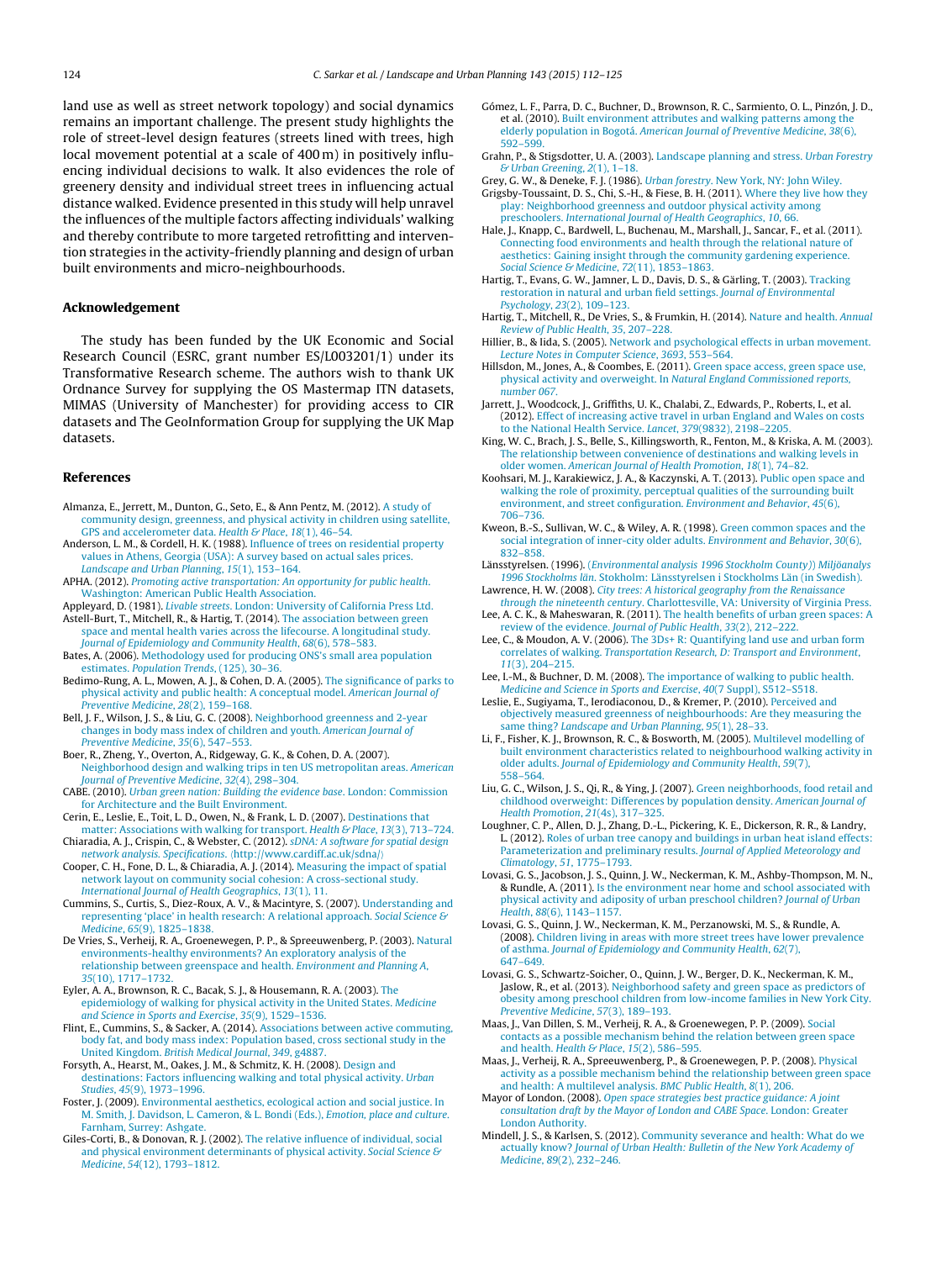land use as well as street network topology) and social dynamics remains an important challenge. The present study highlights the role of street-level design features (streets lined with trees, high local movement potential at a scale of 400 m) in positively influencing individual decisions to walk. It also evidences the role of greenery density and individual street trees in influencing actual distance walked. Evidence presented in this study will help unravel the influences of the multiple factors affecting individuals' walking and thereby contribute to more targeted retrofitting and intervention strategies in the activity-friendly planning and design of urban built environments and micro-neighbourhoods.

## Acknowledgement

The study has been funded by the UK Economic and Social Research Council (ESRC, grant number ES/L003201/1) under its Transformative Research scheme. The authors wish to thank UK Ordnance Survey for supplying the OS Mastermap ITN datasets, MIMAS (University of Manchester) for providing access to CIR datasets and The GeoInformation Group for supplying the UK Map datasets.

## References

Almanza, E., Jerrett, M., Dunton, G., Seto, E., & Ann Pentz, M. (2012). A study of community design, greenness, and physical activity in children using satellite, GPS and accelerometer data. *Health & Place*, *18*(1), 46–54.

Anderson, L. M., & Cordell, H. K. (1988). Influence of trees on residential property values in Athens, Georgia (USA): A survey based on actual sales prices. *Landscape and Urban Planning*, *15*(1), 153–164.

APHA. (2012). *Promoting active transportation: An opportunity for public health*. Washington: American Public Health Association.

Appleyard, D. (1981). *Livable streets*. London: University of California Press Ltd.

Astell-Burt, T., Mitchell, R., & Hartig, T. (2014). The association between green space and mental health varies across the lifecourse. A longitudinal study. *Journal of Epidemiology and Community Health*, *68*(6), 578–583.

Bates, A. (2006). Methodology used for producing ONS's small area population estimates. *Population Trends*, (125), 30–36.

Bedimo-Rung, A. L., Mowen, A. J., & Cohen, D. A. (2005). The significance of parks to physical activity and public health: A conceptual model. *American Journal of Preventive Medicine*, *28*(2), 159–168.

Bell, J. F., Wilson, J. S., & Liu, G. C. (2008). Neighborhood greenness and 2-year changes in body mass index of children and youth. *American Journal of Preventive Medicine*, *35*(6), 547–553.

Boer, R., Zheng, Y., Overton, A., Ridgeway, G. K., & Cohen, D. A. (2007). Neighborhood design and walking trips in ten US metropolitan areas. *American Journal of Preventive Medicine*, *32*(4), 298–304.

CABE. (2010). *Urban green nation: Building the evidence base*. London: Commission for Architecture and the Built Environment.

Cerin, E., Leslie, E., Toit, L. D., Owen, N., & Frank, L. D. (2007). Destinations that matter: Associations with walking for transport. *Health & Place*, *13*(3), 713–724.

Chiaradia, A. J., Crispin, C., & Webster, C. (2012). *sDNA: A software for spatial design network analysis. Specifications.* ⟨http://www.cardiff.ac.uk/sdna/⟩

Cooper, C. H., Fone, D. L., & Chiaradia, A. J. (2014). Measuring the impact of spatial network layout on community social cohesion: A cross-sectional study. *International Journal of Health Geographics*, *13*(1), 11.

Cummins, S., Curtis, S., Diez-Roux, A. V., & Macintyre, S. (2007). Understanding and representing 'place' in health research: A relational approach. *Social Science & Medicine*, *65*(9), 1825–1838.

De Vries, S., Verheij, R. A., Groenewegen, P. P., & Spreeuwenberg, P. (2003). Natural environments-healthy environments? An exploratory analysis of the relationship between greenspace and health. *Environment and Planning A*, *35*(10), 1717–1732.

Eyler, A. A., Brownson, R. C., Bacak, S. J., & Housemann, R. A. (2003). The epidemiology of walking for physical activity in the United States. *Medicine and Science in Sports and Exercise*, *35*(9), 1529–1536.

Flint, E., Cummins, S., & Sacker, A. (2014). Associations between active commuting, body fat, and body mass index: Population based, cross sectional study in the United Kingdom. *British Medical Journal*, *349*, g4887.

Forsyth, A., Hearst, M., Oakes, J. M., & Schmitz, K. H. (2008). Design and destinations: Factors influencing walking and total physical activity. *Urban Studies*, *45*(9), 1973–1996.

Foster, J. (2009). Environmental aesthetics, ecological action and social justice. In M. Smith, J. Davidson, L. Cameron, & L. Bondi (Eds.), *Emotion, place and culture*. Farnham, Surrey: Ashgate.

Giles-Corti, B., & Donovan, R. J. (2002). The relative influence of individual, social and physical environment determinants of physical activity. *Social Science & Medicine*, *54*(12), 1793–1812.

Gómez, L. F., Parra, D. C., Buchner, D., Brownson, R. C., Sarmiento, O. L., Pinzón, J. D., et al. (2010). Built environment attributes and walking patterns among the elderly population in Bogotá. *American Journal of Preventive Medicine*, *38*(6), 592–599.

Grahn, P., & Stigsdotter, U. A. (2003). Landscape planning and stress. *Urban Forestry & Urban Greening*, *2*(1), 1–18.

Grey, G. W., & Deneke, F. J. (1986). *Urban forestry*. New York, NY: John Wiley.

Grigsby-Toussaint, D. S., Chi, S.-H., & Fiese, B. H. (2011). Where they live how they play: Neighborhood greenness and outdoor physical activity among preschoolers. *International Journal of Health Geographics*, *10*, 66.

Hale, J., Knapp, C., Bardwell, L., Buchenau, M., Marshall, J., Sancar, F., et al. (2011). Connecting food environments and health through the relational nature of aesthetics: Gaining insight through the community gardening experience. *Social Science & Medicine*, *72*(11), 1853–1863.

Hartig, T., Evans, G. W., Jamner, L. D., Davis, D. S., & Gärling, T. (2003). Tracking restoration in natural and urban field settings. *Journal of Environmental Psychology*, *23*(2), 109–123.

Hartig, T., Mitchell, R., De Vries, S., & Frumkin, H. (2014). Nature and health. *Annual Review of Public Health*, *35*, 207–228.

Hillier, B., & Iida, S. (2005). Network and psychological effects in urban movement. *Lecture Notes in Computer Science*, *3693*, 553–564.

Hillsdon, M., Jones, A., & Coombes, E. (2011). Green space access, green space use, physical activity and overweight. In *Natural England Commissioned reports, number 067*.

Jarrett, J., Woodcock, J., Griffiths, U. K., Chalabi, Z., Edwards, P., Roberts, I., et al. (2012). Effect of increasing active travel in urban England and Wales on costs to the National Health Service. *Lancet*, *379*(9832), 2198–2205.

King, W. C., Brach, J. S., Belle, S., Killingsworth, R., Fenton, M., & Kriska, A. M. (2003). The relationship between convenience of destinations and walking levels in older women. *American Journal of Health Promotion*, *18*(1), 74–82.

Koohsari, M. J., Karakiewicz, J. A., & Kaczynski, A. T. (2013). Public open space and walking the role of proximity, perceptual qualities of the surrounding built environment, and street configuration. *Environment and Behavior*, *45*(6), 706–736.

Kweon, B.-S., Sullivan, W. C., & Wiley, A. R. (1998). Green common spaces and the social integration of inner-city older adults. *Environment and Behavior*, *30*(6), 832–858.

Länsstyrelsen. (1996). (*Environmental analysis 1996 Stockholm County*)) *Miljöanalys 1996 Stockholms län*. Stokholm: Länsstyrelsen i Stockholms Län (in Swedish).

Lawrence, H. W. (2008). *City trees: A historical geography from the Renaissance through the nineteenth century*. Charlottesville, VA: University of Virginia Press.

Lee, A. C. K., & Maheswaran, R. (2011). The health benefits of urban green spaces: A review of the evidence. *Journal of Public Health*, *33*(2), 212–222.

Lee, C., & Moudon, A. V. (2006). The 3Ds+ R: Quantifying land use and urban form correlates of walking. *Transportation Research, D: Transport and Environment*, *11*(3), 204–215.

Lee, I.-M., & Buchner, D. M. (2008). The importance of walking to public health. *Medicine and Science in Sports and Exercise*, *40*(7 Suppl), S512–S518.

Leslie, E., Sugiyama, T., Ierodiaconou, D., & Kremer, P. (2010). Perceived and objectively measured greenness of neighbourhoods: Are they measuring the same thing? *Landscape and Urban Planning*, *95*(1), 28–33.

Li, F., Fisher, K. J., Brownson, R. C., & Bosworth, M. (2005). Multilevel modelling of built environment characteristics related to neighbourhood walking activity in older adults. *Journal of Epidemiology and Community Health*, *59*(7), 558–564.

Liu, G. C., Wilson, J. S., Qi, R., & Ying, J. (2007). Green neighborhoods, food retail and childhood overweight: Differences by population density. *American Journal of Health Promotion*, *21*(4s), 317–325.

Loughner, C. P., Allen, D. J., Zhang, D.-L., Pickering, K. E., Dickerson, R. R., & Landry, L. (2012). Roles of urban tree canopy and buildings in urban heat island effects: Parameterization and preliminary results. *Journal of Applied Meteorology and Climatology*, *51*, 1775–1793.

Lovasi, G. S., Jacobson, J. S., Quinn, J. W., Neckerman, K. M., Ashby-Thompson, M. N., & Rundle, A. (2011). Is the environment near home and school associated with physical activity and adiposity of urban preschool children? *Journal of Urban Health*, *88*(6), 1143–1157.

Lovasi, G. S., Quinn, J. W., Neckerman, K. M., Perzanowski, M. S., & Rundle, A. (2008). Children living in areas with more street trees have lower prevalence of asthma. *Journal of Epidemiology and Community Health*, *62*(7), 647–649.

Lovasi, G. S., Schwartz-Soicher, O., Quinn, J. W., Berger, D. K., Neckerman, K. M., Jaslow, R., et al. (2013). Neighborhood safety and green space as predictors of obesity among preschool children from low-income families in New York City. *Preventive Medicine*, *57*(3), 189–193.

Maas, J., Van Dillen, S. M., Verheij, R. A., & Groenewegen, P. P. (2009). Social contacts as a possible mechanism behind the relation between green space and health. *Health & Place*, *15*(2), 586–595.

Maas, J., Verheij, R. A., Spreeuwenberg, P., & Groenewegen, P. P. (2008). Physical activity as a possible mechanism behind the relationship between green space and health: A multilevel analysis. *BMC Public Health*, *8*(1), 206.

Mayor of London. (2008). *Open space strategies best practice guidance: A joint consultation draft by the Mayor of London and CABE Space*. London: Greater London Authority.

Mindell, J. S., & Karlsen, S. (2012). Community severance and health: What do we actually know? *Journal of Urban Health: Bulletin of the New York Academy of Medicine*, *89*(2), 232–246.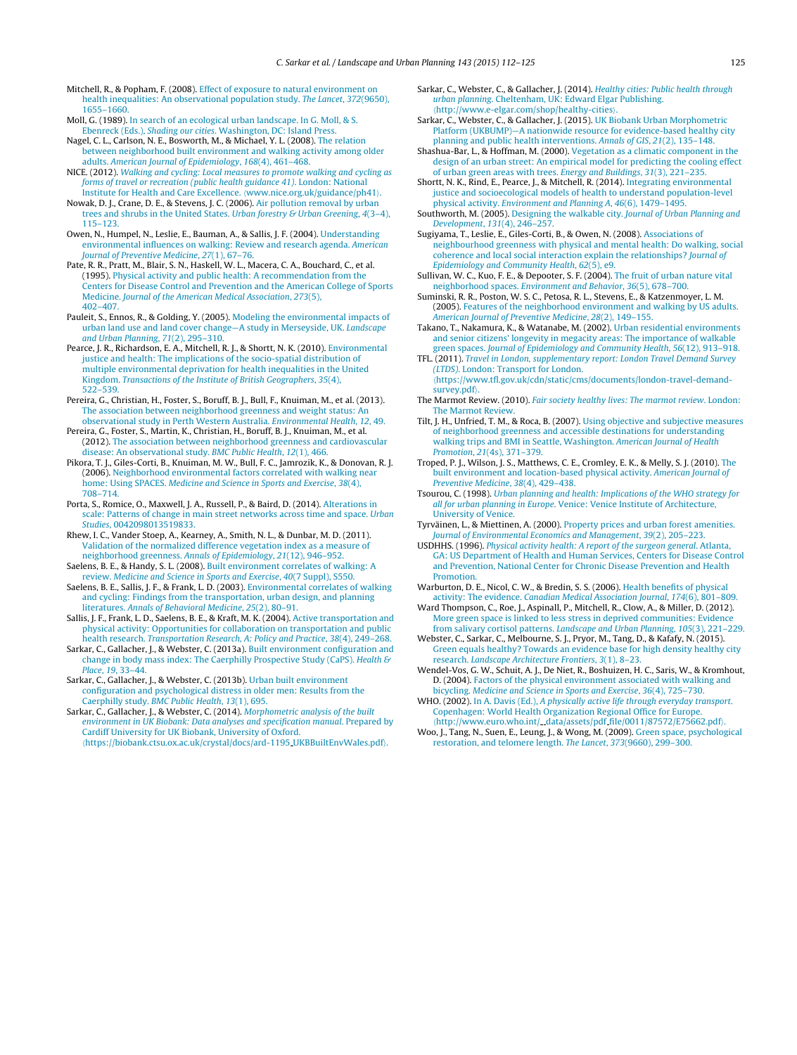Mitchell, R., & Popham, F. (2008). Effect of exposure to natural environment on health inequalities: An observational population study. *The Lancet*, *372*(9650), 1655–1660.

Moll, G. (1989). In search of an ecological urban landscape. In G. Moll, & S. Ebenreck (Eds.), *Shading our cities*. Washington, DC: Island Press.

Nagel, C. L., Carlson, N. E., Bosworth, M., & Michael, Y. L. (2008). The relation between neighborhood built environment and walking activity among older adults. *American Journal of Epidemiology*, *168*(4), 461–468.

NICE. (2012). *Walking and cycling: Local measures to promote walking and cycling as forms of travel or recreation (public health guidance 41)*. London: National Institute for Health and Care Excellence. ⟨www.nice.org.uk/guidance/ph41⟩.

Nowak, D. J., Crane, D. E., & Stevens, J. C. (2006). Air pollution removal by urban trees and shrubs in the United States. *Urban forestry & Urban Greening*, *4*(3–4), 115–123.

Owen, N., Humpel, N., Leslie, E., Bauman, A., & Sallis, J. F. (2004). Understanding environmental influences on walking: Review and research agenda. *American Journal of Preventive Medicine*, *27*(1), 67–76.

Pate, R. R., Pratt, M., Blair, S. N., Haskell, W. L., Macera, C. A., Bouchard, C., et al. (1995). Physical activity and public health: A recommendation from the Centers for Disease Control and Prevention and the American College of Sports Medicine. *Journal of the American Medical Association*, *273*(5), 402–407.

Pauleit, S., Ennos, R., & Golding, Y. (2005). Modeling the environmental impacts of urban land use and land cover change—A study in Merseyside, UK. *Landscape and Urban Planning*, *71*(2), 295–310.

Pearce, J. R., Richardson, E. A., Mitchell, R. J., & Shortt, N. K. (2010). Environmental justice and health: The implications of the socio-spatial distribution of multiple environmental deprivation for health inequalities in the United Kingdom. *Transactions of the Institute of British Geographers*, *35*(4), 522–539.

Pereira, G., Christian, H., Foster, S., Boruff, B. J., Bull, F., Knuiman, M., et al. (2013). The association between neighborhood greenness and weight status: An observational study in Perth Western Australia. *Environmental Health*, *12*, 49.

Pereira, G., Foster, S., Martin, K., Christian, H., Boruff, B. J., Knuiman, M., et al. (2012). The association between neighborhood greenness and cardiovascular disease: An observational study. *BMC Public Health*, *12*(1), 466.

Pikora, T. J., Giles-Corti, B., Knuiman, M. W., Bull, F. C., Jamrozik, K., & Donovan, R. J. (2006). Neighborhood environmental factors correlated with walking near home: Using SPACES. *Medicine and Science in Sports and Exercise*, *38*(4), 708–714.

Porta, S., Romice, O., Maxwell, J. A., Russell, P., & Baird, D. (2014). Alterations in scale: Patterns of change in main street networks across time and space. *Urban Studies*, 0042098013519833.

Rhew, I. C., Vander Stoep, A., Kearney, A., Smith, N. L., & Dunbar, M. D. (2011). Validation of the normalized difference vegetation index as a measure of neighborhood greenness. *Annals of Epidemiology*, *21*(12), 946–952.

Saelens, B. E., & Handy, S. L. (2008). Built environment correlates of walking: A review. *Medicine and Science in Sports and Exercise*, *40*(7 Suppl), S550.

Saelens, B. E., Sallis, J. F., & Frank, L. D. (2003). Environmental correlates of walking and cycling: Findings from the transportation, urban design, and planning literatures. *Annals of Behavioral Medicine*, *25*(2), 80–91.

Sallis, J. F., Frank, L. D., Saelens, B. E., & Kraft, M. K. (2004). Active transportation and physical activity: Opportunities for collaboration on transportation and public health research. *Transportation Research, A: Policy and Practice*, *38*(4), 249–268.

Sarkar, C., Gallacher, J., & Webster, C. (2013a). Built environment configuration and change in body mass index: The Caerphilly Prospective Study (CaPS). *Health & Place*, *19*, 33–44.

Sarkar, C., Gallacher, J., & Webster, C. (2013b). Urban built environment configuration and psychological distress in older men: Results from the Caerphilly study. *BMC Public Health*, *13*(1), 695.

Sarkar, C., Gallacher, J., & Webster, C. (2014). *Morphometric analysis of the built environment in UK Biobank: Data analyses and specification manual*. Prepared by Cardiff University for UK Biobank, University of Oxford. ⟨https://biobank.ctsu.ox.ac.uk/crystal/docs/ard-1195_UKBBuiltEnvWales.pdf⟩.

Sarkar, C., Webster, C., & Gallacher, J. (2014). *Healthy cities: Public health through urban planning*. Cheltenham, UK: Edward Elgar Publishing. ⟨http://www.e-elgar.com/shop/healthy-cities⟩.

Sarkar, C., Webster, C., & Gallacher, J. (2015). UK Biobank Urban Morphometric Platform (UKBUMP)—A nationwide resource for evidence-based healthy city planning and public health interventions. *Annals of GIS*, *21*(2), 135–148.

Shashua-Bar, L., & Hoffman, M. (2000). Vegetation as a climatic component in the design of an urban street: An empirical model for predicting the cooling effect of urban green areas with trees. *Energy and Buildings*, *31*(3), 221–235.

Shortt, N. K., Rind, E., Pearce, J., & Mitchell, R. (2014). Integrating environmental justice and socioecological models of health to understand population-level physical activity. *Environment and Planning A*, *46*(6), 1479–1495.

Southworth, M. (2005). Designing the walkable city. *Journal of Urban Planning and Development*, *131*(4), 246–257.

Sugiyama, T., Leslie, E., Giles-Corti, B., & Owen, N. (2008). Associations of neighbourhood greenness with physical and mental health: Do walking, social coherence and local social interaction explain the relationships? *Journal of Epidemiology and Community Health*, *62*(5), e9.

Sullivan, W. C., Kuo, F. E., & Depooter, S. F. (2004). The fruit of urban nature vital neighborhood spaces. *Environment and Behavior*, *36*(5), 678–700.

Suminski, R. R., Poston, W. S. C., Petosa, R. L., Stevens, E., & Katzenmoyer, L. M. (2005). Features of the neighborhood environment and walking by US adults. *American Journal of Preventive Medicine*, *28*(2), 149–155.

Takano, T., Nakamura, K., & Watanabe, M. (2002). Urban residential environments and senior citizens' longevity in megacity areas: The importance of walkable green spaces. *Journal of Epidemiology and Community Health*, *56*(12), 913–918.

TFL. (2011). *Travel in London, supplementary report: London Travel Demand Survey (LTDS)*. London: Transport for London. ⟨https://www.tfl.gov.uk/cdn/static/cms/documents/london-travel-demand-survey.pdf⟩.

The Marmot Review. (2010). *Fair society healthy lives: The marmot review*. London: The Marmot Review.

Tilt, J. H., Unfried, T. M., & Roca, B. (2007). Using objective and subjective measures of neighborhood greenness and accessible destinations for understanding walking trips and BMI in Seattle, Washington. *American Journal of Health Promotion*, *21*(4s), 371–379.

Troped, P. J., Wilson, J. S., Matthews, C. E., Cromley, E. K., & Melly, S. J. (2010). The built environment and location-based physical activity. *American Journal of Preventive Medicine*, *38*(4), 429–438.

Tsourou, C. (1998). *Urban planning and health: Implications of the WHO strategy for all for urban planning in Europe*. Venice: Venice Institute of Architecture, University of Venice.

Tyrväinen, L., & Miettinen, A. (2000). Property prices and urban forest amenities. *Journal of Environmental Economics and Management*, *39*(2), 205–223.

USDHHS. (1996). *Physical activity health: A report of the surgeon general*. Atlanta, GA: US Department of Health and Human Services, Centers for Disease Control and Prevention, National Center for Chronic Disease Prevention and Health Promotion.

Warburton, D. E., Nicol, C. W., & Bredin, S. S. (2006). Health benefits of physical activity: The evidence. *Canadian Medical Association Journal*, *174*(6), 801–809.

Ward Thompson, C., Roe, J., Aspinall, P., Mitchell, R., Clow, A., & Miller, D. (2012). More green space is linked to less stress in deprived communities: Evidence from salivary cortisol patterns. *Landscape and Urban Planning*, *105*(3), 221–229.

Webster, C., Sarkar, C., Melbourne, S. J., Pryor, M., Tang, D., & Kafafy, N. (2015). Green equals healthy? Towards an evidence base for high density healthy city research. *Landscape Architecture Frontiers*, *3*(1), 8–23.

Wendel-Vos, G. W., Schuit, A. J., De Niet, R., Boshuizen, H. C., Saris, W., & Kromhout, D. (2004). Factors of the physical environment associated with walking and bicycling. *Medicine and Science in Sports and Exercise*, *36*(4), 725–730.

WHO. (2002). In A. Davis (Ed.), *A physically active life through everyday transport*. Copenhagen: World Health Organization Regional Office for Europe. ⟨http://www.euro.who.int/__data/assets/pdf_file/0011/87572/E75662.pdf⟩.

Woo, J., Tang, N., Suen, E., Leung, J., & Wong, M. (2009). Green space, psychological restoration, and telomere length. *The Lancet*, *373*(9660), 299–300.